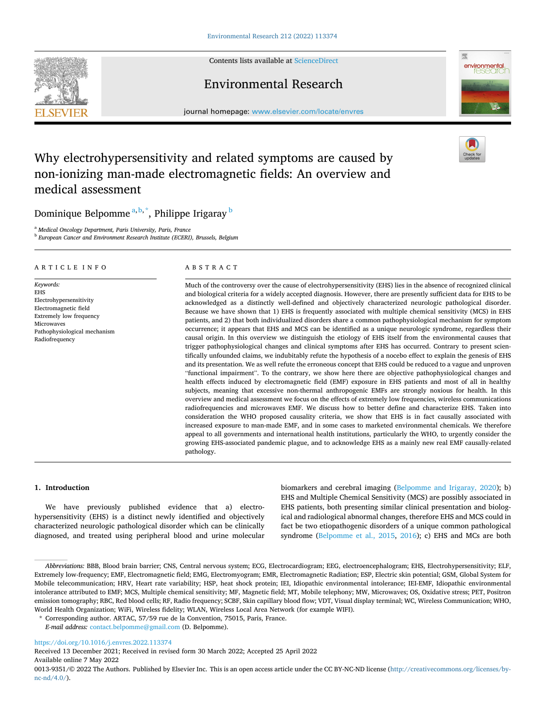# Why electrohypersensitivity and related symptoms are caused by non-ionizing man-made electromagnetic fields: An overview and medical assessment

Dominique Belpomme [a,b,*], Philippe Irigaray [b]

[a] *Medical Oncology Department, Paris University, Paris, France*

[b] *European Cancer and Environment Research Institute (ECERI), Brussels, Belgium*

## ARTICLE INFO

*Keywords:*
EHS
Electrohypersensitivity
Electromagnetic field
Extremely low frequency
Microwaves
Pathophysiological mechanism
Radiofrequency

## ABSTRACT

Much of the controversy over the cause of electrohypersensitivity (EHS) lies in the absence of recognized clinical and biological criteria for a widely accepted diagnosis. However, there are presently sufficient data for EHS to be acknowledged as a distinctly well-defined and objectively characterized neurologic pathological disorder. Because we have shown that 1) EHS is frequently associated with multiple chemical sensitivity (MCS) in EHS patients, and 2) that both individualized disorders share a common pathophysiological mechanism for symptom occurrence; it appears that EHS and MCS can be identified as a unique neurologic syndrome, regardless their causal origin. In this overview we distinguish the etiology of EHS itself from the environmental causes that trigger pathophysiological changes and clinical symptoms after EHS has occurred. Contrary to present scientifically unfounded claims, we indubitably refute the hypothesis of a nocebo effect to explain the genesis of EHS and its presentation. We as well refute the erroneous concept that EHS could be reduced to a vague and unproven "functional impairment". To the contrary, we show here there are objective pathophysiological changes and health effects induced by electromagnetic field (EMF) exposure in EHS patients and most of all in healthy subjects, meaning that excessive non-thermal anthropogenic EMFs are strongly noxious for health. In this overview and medical assessment we focus on the effects of extremely low frequencies, wireless communications radiofrequencies and microwaves EMF. We discuss how to better define and characterize EHS. Taken into consideration the WHO proposed causality criteria, we show that EHS is in fact causally associated with increased exposure to man-made EMF, and in some cases to marketed environmental chemicals. We therefore appeal to all governments and international health institutions, particularly the WHO, to urgently consider the growing EHS-associated pandemic plague, and to acknowledge EHS as a mainly new real EMF causally-related pathology.

## 1. Introduction

We have previously published evidence that a) electrohypersensitivity (EHS) is a distinct newly identified and objectively characterized neurologic pathological disorder which can be clinically diagnosed, and treated using peripheral blood and urine molecular biomarkers and cerebral imaging (Belpomme and Irigaray, 2020); b) EHS and Multiple Chemical Sensitivity (MCS) are possibly associated in EHS patients, both presenting similar clinical presentation and biological and radiological abnormal changes, therefore EHS and MCS could in fact be two etiopathogenic disorders of a unique common pathological syndrome (Belpomme et al., 2015, 2016); c) EHS and MCs are both

---

*Abbreviations:* BBB, Blood brain barrier; CNS, Central nervous system; ECG, Electrocardiogram; EEG, electroencephalogram; EHS, Electrohypersensitivity; ELF, Extremely low-frequency; EMF, Electromagnetic field; EMG, Electromyogram; EMR, Electromagnetic Radiation; ESP, Electric skin potential; GSM, Global System for Mobile telecommunication; HRV, Heart rate variability; HSP, heat shock protein; IEI, Idiopathic environmental intolerance; IEI-EMF, Idiopathic environmental intolerance attributed to EMF; MCS, Multiple chemical sensitivity; MF, Magnetic field; MT, Mobile telephony; MW, Microwaves; OS, Oxidative stress; PET, Positron emission tomography; RBC, Red blood cells; RF, Radio frequency; SCBF, Skin capillary blood flow; VDT, Visual display terminal; WC, Wireless Communication; WHO, World Health Organization; WiFi, Wireless fidelity; WLAN, Wireless Local Area Network (for example WIFI).

\* Corresponding author. ARTAC, 57/59 rue de la Convention, 75015, Paris, France.

*E-mail address:* contact.belpomme@gmail.com (D. Belpomme).

https://doi.org/10.1016/j.envres.2022.113374

Received 13 December 2021; Received in revised form 30 March 2022; Accepted 25 April 2022

Available online 7 May 2022

0013-9351/© 2022 The Authors. Published by Elsevier Inc. This is an open access article under the CC BY-NC-ND license (http://creativecommons.org/licenses/by-nc-nd/4.0/).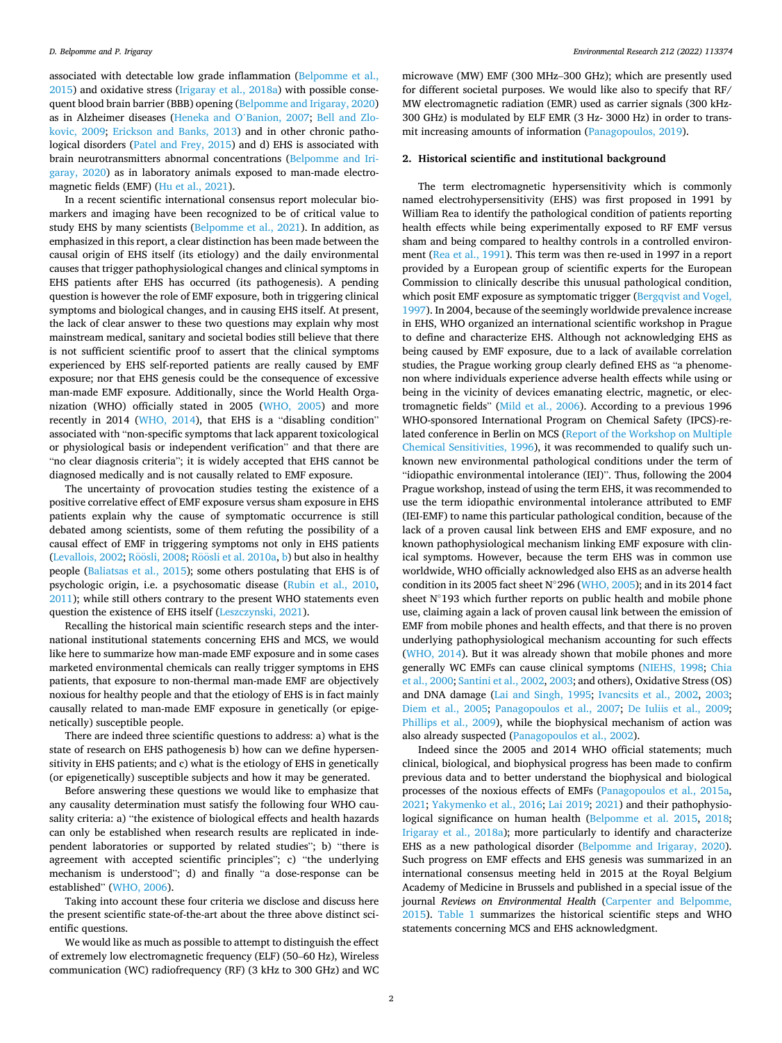associated with detectable low grade inflammation (Belpomme et al., 2015) and oxidative stress (Irigaray et al., 2018a) with possible consequent blood brain barrier (BBB) opening (Belpomme and Irigaray, 2020) as in Alzheimer diseases (Heneka and O'Banion, 2007; Bell and Zlokovic, 2009; Erickson and Banks, 2013) and in other chronic pathological disorders (Patel and Frey, 2015) and d) EHS is associated with brain neurotransmitters abnormal concentrations (Belpomme and Irigaray, 2020) as in laboratory animals exposed to man-made electromagnetic fields (EMF) (Hu et al., 2021).

In a recent scientific international consensus report molecular biomarkers and imaging have been recognized to be of critical value to study EHS by many scientists (Belpomme et al., 2021). In addition, as emphasized in this report, a clear distinction has been made between the causal origin of EHS itself (its etiology) and the daily environmental causes that trigger pathophysiological changes and clinical symptoms in EHS patients after EHS has occurred (its pathogenesis). A pending question is however the role of EMF exposure, both in triggering clinical symptoms and biological changes, and in causing EHS itself. At present, the lack of clear answer to these two questions may explain why most mainstream medical, sanitary and societal bodies still believe that there is not sufficient scientific proof to assert that the clinical symptoms experienced by EHS self-reported patients are really caused by EMF exposure; nor that EHS genesis could be the consequence of excessive man-made EMF exposure. Additionally, since the World Health Organization (WHO) officially stated in 2005 (WHO, 2005) and more recently in 2014 (WHO, 2014), that EHS is a "disabling condition" associated with "non-specific symptoms that lack apparent toxicological or physiological basis or independent verification" and that there are "no clear diagnosis criteria"; it is widely accepted that EHS cannot be diagnosed medically and is not causally related to EMF exposure.

The uncertainty of provocation studies testing the existence of a positive correlative effect of EMF exposure versus sham exposure in EHS patients explain why the cause of symptomatic occurrence is still debated among scientists, some of them refuting the possibility of a causal effect of EMF in triggering symptoms not only in EHS patients (Levallois, 2002; Röösli, 2008; Röösli et al. 2010a, b) but also in healthy people (Baliatsas et al., 2015); some others postulating that EHS is of psychologic origin, i.e. a psychosomatic disease (Rubin et al., 2010, 2011); while still others contrary to the present WHO statements even question the existence of EHS itself (Leszczynski, 2021).

Recalling the historical main scientific research steps and the international institutional statements concerning EHS and MCS, we would like here to summarize how man-made EMF exposure and in some cases marketed environmental chemicals can really trigger symptoms in EHS patients, that exposure to non-thermal man-made EMF are objectively noxious for healthy people and that the etiology of EHS is in fact mainly causally related to man-made EMF exposure in genetically (or epigenetically) susceptible people.

There are indeed three scientific questions to address: a) what is the state of research on EHS pathogenesis b) how can we define hypersensitivity in EHS patients; and c) what is the etiology of EHS in genetically (or epigenetically) susceptible subjects and how it may be generated.

Before answering these questions we would like to emphasize that any causality determination must satisfy the following four WHO causality criteria: a) "the existence of biological effects and health hazards can only be established when research results are replicated in independent laboratories or supported by related studies"; b) "there is agreement with accepted scientific principles"; c) "the underlying mechanism is understood"; d) and finally "a dose-response can be established" (WHO, 2006).

Taking into account these four criteria we disclose and discuss here the present scientific state-of-the-art about the three above distinct scientific questions.

We would like as much as possible to attempt to distinguish the effect of extremely low electromagnetic frequency (ELF) (50–60 Hz), Wireless communication (WC) radiofrequency (RF) (3 kHz to 300 GHz) and WC microwave (MW) EMF (300 MHz–300 GHz); which are presently used for different societal purposes. We would like also to specify that RF/MW electromagnetic radiation (EMR) used as carrier signals (300 kHz-300 GHz) is modulated by ELF EMR (3 Hz- 3000 Hz) in order to transmit increasing amounts of information (Panagopoulos, 2019).

## 2. Historical scientific and institutional background

The term electromagnetic hypersensitivity which is commonly named electrohypersensitivity (EHS) was first proposed in 1991 by William Rea to identify the pathological condition of patients reporting health effects while being experimentally exposed to RF EMF versus sham and being compared to healthy controls in a controlled environment (Rea et al., 1991). This term was then re-used in 1997 in a report provided by a European group of scientific experts for the European Commission to clinically describe this unusual pathological condition, which posit EMF exposure as symptomatic trigger (Bergqvist and Vogel, 1997). In 2004, because of the seemingly worldwide prevalence increase in EHS, WHO organized an international scientific workshop in Prague to define and characterize EHS. Although not acknowledging EHS as being caused by EMF exposure, due to a lack of available correlation studies, the Prague working group clearly defined EHS as "a phenomenon where individuals experience adverse health effects while using or being in the vicinity of devices emanating electric, magnetic, or electromagnetic fields" (Mild et al., 2006). According to a previous 1996 WHO-sponsored International Program on Chemical Safety (IPCS)-related conference in Berlin on MCS (Report of the Workshop on Multiple Chemical Sensitivities, 1996), it was recommended to qualify such unknown new environmental pathological conditions under the term of "idiopathic environmental intolerance (IEI)". Thus, following the 2004 Prague workshop, instead of using the term EHS, it was recommended to use the term idiopathic environmental intolerance attributed to EMF (IEI-EMF) to name this particular pathological condition, because of the lack of a proven causal link between EHS and EMF exposure, and no known pathophysiological mechanism linking EMF exposure with clinical symptoms. However, because the term EHS was in common use worldwide, WHO officially acknowledged also EHS as an adverse health condition in its 2005 fact sheet N°296 (WHO, 2005); and in its 2014 fact sheet N°193 which further reports on public health and mobile phone use, claiming again a lack of proven causal link between the emission of EMF from mobile phones and health effects, and that there is no proven underlying pathophysiological mechanism accounting for such effects (WHO, 2014). But it was already shown that mobile phones and more generally WC EMFs can cause clinical symptoms (NIEHS, 1998; Chia et al., 2000; Santini et al., 2002, 2003; and others), Oxidative Stress (OS) and DNA damage (Lai and Singh, 1995; Ivancsits et al., 2002, 2003; Diem et al., 2005; Panagopoulos et al., 2007; De Iuliis et al., 2009; Phillips et al., 2009), while the biophysical mechanism of action was also already suspected (Panagopoulos et al., 2002).

Indeed since the 2005 and 2014 WHO official statements; much clinical, biological, and biophysical progress has been made to confirm previous data and to better understand the biophysical and biological processes of the noxious effects of EMFs (Panagopoulos et al., 2015a, 2021; Yakymenko et al., 2016; Lai 2019; 2021) and their pathophysiological significance on human health (Belpomme et al. 2015, 2018; Irigaray et al., 2018a); more particularly to identify and characterize EHS as a new pathological disorder (Belpomme and Irigaray, 2020). Such progress on EMF effects and EHS genesis was summarized in an international consensus meeting held in 2015 at the Royal Belgium Academy of Medicine in Brussels and published in a special issue of the journal *Reviews on Environmental Health* (Carpenter and Belpomme, 2015). Table 1 summarizes the historical scientific steps and WHO statements concerning MCS and EHS acknowledgment.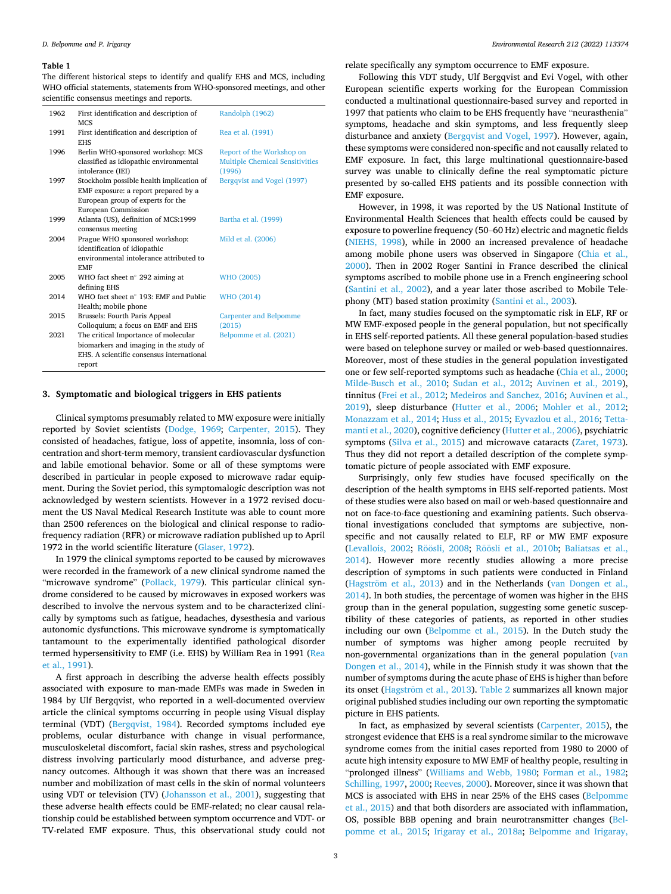**Table 1**
The different historical steps to identify and qualify EHS and MCS, including WHO official statements, statements from WHO-sponsored meetings, and other scientific consensus meetings and reports.

| | | |
|---|---|---|
| 1962 | First identification and description of MCS | Randolph (1962) |
| 1991 | First identification and description of EHS | Rea et al. (1991) |
| 1996 | Berlin WHO-sponsored workshop: MCS classified as idiopathic environmental intolerance (IEI) | Report of the Workshop on Multiple Chemical Sensitivities (1996) |
| 1997 | Stockholm possible health implication of EMF exposure: a report prepared by a European group of experts for the European Commission | Bergqvist and Vogel (1997) |
| 1999 | Atlanta (US), definition of MCS:1999 consensus meeting | Bartha et al. (1999) |
| 2004 | Prague WHO sponsored workshop: identification of idiopathic environmental intolerance attributed to EMF | Mild et al. (2006) |
| 2005 | WHO fact sheet n° 292 aiming at defining EHS | WHO (2005) |
| 2014 | WHO fact sheet n° 193: EMF and Public Health; mobile phone | WHO (2014) |
| 2015 | Brussels: Fourth Paris Appeal Colloquium; a focus on EMF and EHS | Carpenter and Belpomme (2015) |
| 2021 | The critical Importance of molecular biomarkers and imaging in the study of EHS. A scientific consensus international report | Belpomme et al. (2021) |

## 3. Symptomatic and biological triggers in EHS patients

Clinical symptoms presumably related to MW exposure were initially reported by Soviet scientists (Dodge, 1969; Carpenter, 2015). They consisted of headaches, fatigue, loss of appetite, insomnia, loss of concentration and short-term memory, transient cardiovascular dysfunction and labile emotional behavior. Some or all of these symptoms were described in particular in people exposed to microwave radar equipment. During the Soviet period, this symptomalogic description was not acknowledged by western scientists. However in a 1972 revised document the US Naval Medical Research Institute was able to count more than 2500 references on the biological and clinical response to radiofrequency radiation (RFR) or microwave radiation published up to April 1972 in the world scientific literature (Glaser, 1972).

In 1979 the clinical symptoms reported to be caused by microwaves were recorded in the framework of a new clinical syndrome named the "microwave syndrome" (Pollack, 1979). This particular clinical syndrome considered to be caused by microwaves in exposed workers was described to involve the nervous system and to be characterized clinically by symptoms such as fatigue, headaches, dysesthesia and various autonomic dysfunctions. This microwave syndrome is symptomatically tantamount to the experimentally identified pathological disorder termed hypersensitivity to EMF (i.e. EHS) by William Rea in 1991 (Rea et al., 1991).

A first approach in describing the adverse health effects possibly associated with exposure to man-made EMFs was made in Sweden in 1984 by Ulf Bergqvist, who reported in a well-documented overview article the clinical symptoms occurring in people using Visual display terminal (VDT) (Bergqvist, 1984). Recorded symptoms included eye problems, ocular disturbance with change in visual performance, musculoskeletal discomfort, facial skin rashes, stress and psychological distress involving particularly mood disturbance, and adverse pregnancy outcomes. Although it was shown that there was an increased number and mobilization of mast cells in the skin of normal volunteers using VDT or television (TV) (Johansson et al., 2001), suggesting that these adverse health effects could be EMF-related; no clear causal relationship could be established between symptom occurrence and VDT- or TV-related EMF exposure. Thus, this observational study could not relate specifically any symptom occurrence to EMF exposure.

Following this VDT study, Ulf Bergqvist and Evi Vogel, with other European scientific experts working for the European Commission conducted a multinational questionnaire-based survey and reported in 1997 that patients who claim to be EHS frequently have "neurasthenia" symptoms, headache and skin symptoms, and less frequently sleep disturbance and anxiety (Bergqvist and Vogel, 1997). However, again, these symptoms were considered non-specific and not causally related to EMF exposure. In fact, this large multinational questionnaire-based survey was unable to clinically define the real symptomatic picture presented by so-called EHS patients and its possible connection with EMF exposure.

However, in 1998, it was reported by the US National Institute of Environmental Health Sciences that health effects could be caused by exposure to powerline frequency (50–60 Hz) electric and magnetic fields (NIEHS, 1998), while in 2000 an increased prevalence of headache among mobile phone users was observed in Singapore (Chia et al., 2000). Then in 2002 Roger Santini in France described the clinical symptoms ascribed to mobile phone use in a French engineering school (Santini et al., 2002), and a year later those ascribed to Mobile Telephony (MT) based station proximity (Santini et al., 2003).

In fact, many studies focused on the symptomatic risk in ELF, RF or MW EMF-exposed people in the general population, but not specifically in EHS self-reported patients. All these general population-based studies were based on telephone survey or mailed or web-based questionnaires. Moreover, most of these studies in the general population investigated one or few self-reported symptoms such as headache (Chia et al., 2000; Milde-Busch et al., 2010; Sudan et al., 2012; Auvinen et al., 2019), tinnitus (Frei et al., 2012; Medeiros and Sanchez, 2016; Auvinen et al., 2019), sleep disturbance (Hutter et al., 2006; Mohler et al., 2012; Monazzam et al., 2014; Huss et al., 2015; Eyvazlou et al., 2016; Tettamanti et al., 2020), cognitive deficiency (Hutter et al., 2006), psychiatric symptoms (Silva et al., 2015) and microwave cataracts (Zaret, 1973). Thus they did not report a detailed description of the complete symptomatic picture of people associated with EMF exposure.

Surprisingly, only few studies have focused specifically on the description of the health symptoms in EHS self-reported patients. Most of these studies were also based on mail or web-based questionnaire and not on face-to-face questioning and examining patients. Such observational investigations concluded that symptoms are subjective, non-specific and not causally related to ELF, RF or MW EMF exposure (Levallois, 2002; Röösli, 2008; Röösli et al., 2010b; Baliatsas et al., 2014). However more recently studies allowing a more precise description of symptoms in such patients were conducted in Finland (Hagström et al., 2013) and in the Netherlands (van Dongen et al., 2014). In both studies, the percentage of women was higher in the EHS group than in the general population, suggesting some genetic susceptibility of these categories of patients, as reported in other studies including our own (Belpomme et al., 2015). In the Dutch study the number of symptoms was higher among people recruited by non-governmental organizations than in the general population (van Dongen et al., 2014), while in the Finnish study it was shown that the number of symptoms during the acute phase of EHS is higher than before its onset (Hagström et al., 2013). Table 2 summarizes all known major original published studies including our own reporting the symptomatic picture in EHS patients.

In fact, as emphasized by several scientists (Carpenter, 2015), the strongest evidence that EHS is a real syndrome similar to the microwave syndrome comes from the initial cases reported from 1980 to 2000 of acute high intensity exposure to MW EMF of healthy people, resulting in "prolonged illness" (Williams and Webb, 1980; Forman et al., 1982; Schilling, 1997, 2000; Reeves, 2000). Moreover, since it was shown that MCS is associated with EHS in near 25% of the EHS cases (Belpomme et al., 2015) and that both disorders are associated with inflammation, OS, possible BBB opening and brain neurotransmitter changes (Belpomme et al., 2015; Irigaray et al., 2018a; Belpomme and Irigaray,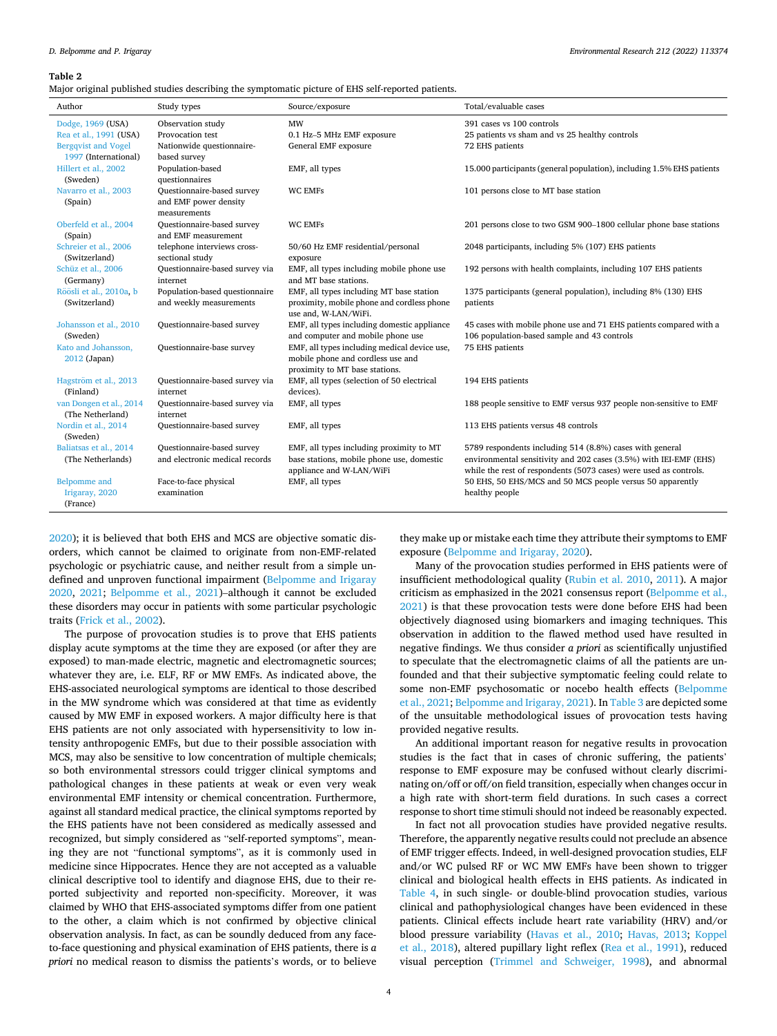**Table 2**
Major original published studies describing the symptomatic picture of EHS self-reported patients.

| Author | Study types | Source/exposure | Total/evaluable cases |
|---|---|---|---|
| Dodge, 1969 (USA) | Observation study | MW | 391 cases vs 100 controls |
| Rea et al., 1991 (USA) | Provocation test | 0.1 Hz–5 MHz EMF exposure | 25 patients vs sham and vs 25 healthy controls |
| Bergqvist and Vogel 1997 (International) | Nationwide questionnaire-based survey | General EMF exposure | 72 EHS patients |
| Hillert et al., 2002 (Sweden) | Population-based questionnaires | EMF, all types | 15.000 participants (general population), including 1.5% EHS patients |
| Navarro et al., 2003 (Spain) | Questionnaire-based survey and EMF power density measurements | WC EMFs | 101 persons close to MT base station |
| Oberfeld et al., 2004 (Spain) | Questionnaire-based survey and EMF measurement | WC EMFs | 201 persons close to two GSM 900–1800 cellular phone base stations |
| Schreier et al., 2006 (Switzerland) | telephone interviews cross-sectional study | 50/60 Hz EMF residential/personal exposure | 2048 participants, including 5% (107) EHS patients |
| Schüz et al., 2006 (Germany) | Questionnaire-based survey via internet | EMF, all types including mobile phone use and MT base stations. | 192 persons with health complaints, including 107 EHS patients |
| Röösli et al., 2010a, b (Switzerland) | Population-based questionnaire and weekly measurements | EMF, all types including MT base station proximity, mobile phone and cordless phone use and, W-LAN/WiFi. | 1375 participants (general population), including 8% (130) EHS patients |
| Johansson et al., 2010 (Sweden) | Questionnaire-based survey | EMF, all types including domestic appliance and computer and mobile phone use | 45 cases with mobile phone use and 71 EHS patients compared with a 106 population-based sample and 43 controls |
| Kato and Johansson, 2012 (Japan) | Questionnaire-base survey | EMF, all types including medical device use, mobile phone and cordless use and proximity to MT base stations. | 75 EHS patients |
| Hagström et al., 2013 (Finland) | Questionnaire-based survey via internet | EMF, all types (selection of 50 electrical devices). | 194 EHS patients |
| van Dongen et al., 2014 (The Netherland) | Questionnaire-based survey via internet | EMF, all types | 188 people sensitive to EMF versus 937 people non-sensitive to EMF |
| Nordin et al., 2014 (Sweden) | Questionnaire-based survey | EMF, all types | 113 EHS patients versus 48 controls |
| Baliatsas et al., 2014 (The Netherlands) | Questionnaire-based survey and electronic medical records | EMF, all types including proximity to MT base stations, mobile phone use, domestic appliance and W-LAN/WiFi | 5789 respondents including 514 (8.8%) cases with general environmental sensitivity and 202 cases (3.5%) with IEI-EMF (EHS) while the rest of respondents (5073 cases) were used as controls. |
| Belpomme and Irigaray, 2020 (France) | Face-to-face physical examination | EMF, all types | 50 EHS, 50 EHS/MCS and 50 MCS people versus 50 apparently healthy people |

2020); it is believed that both EHS and MCS are objective somatic disorders, which cannot be claimed to originate from non-EMF-related psychologic or psychiatric cause, and neither result from a simple undefined and unproven functional impairment (Belpomme and Irigaray 2020, 2021; Belpomme et al., 2021)–although it cannot be excluded these disorders may occur in patients with some particular psychologic traits (Frick et al., 2002).

The purpose of provocation studies is to prove that EHS patients display acute symptoms at the time they are exposed (or after they are exposed) to man-made electric, magnetic and electromagnetic sources; whatever they are, i.e. ELF, RF or MW EMFs. As indicated above, the EHS-associated neurological symptoms are identical to those described in the MW syndrome which was considered at that time as evidently caused by MW EMF in exposed workers. A major difficulty here is that EHS patients are not only associated with hypersensitivity to low intensity anthropogenic EMFs, but due to their possible association with MCS, may also be sensitive to low concentration of multiple chemicals; so both environmental stressors could trigger clinical symptoms and pathological changes in these patients at weak or even very weak environmental EMF intensity or chemical concentration. Furthermore, against all standard medical practice, the clinical symptoms reported by the EHS patients have not been considered as medically assessed and recognized, but simply considered as "self-reported symptoms", meaning they are not "functional symptoms", as it is commonly used in medicine since Hippocrates. Hence they are not accepted as a valuable clinical descriptive tool to identify and diagnose EHS, due to their reported subjectivity and reported non-specificity. Moreover, it was claimed by WHO that EHS-associated symptoms differ from one patient to the other, a claim which is not confirmed by objective clinical observation analysis. In fact, as can be soundly deduced from any face-to-face questioning and physical examination of EHS patients, there is *a priori* no medical reason to dismiss the patients's words, or to believe they make up or mistake each time they attribute their symptoms to EMF exposure (Belpomme and Irigaray, 2020).

Many of the provocation studies performed in EHS patients were of insufficient methodological quality (Rubin et al. 2010, 2011). A major criticism as emphasized in the 2021 consensus report (Belpomme et al., 2021) is that these provocation tests were done before EHS had been objectively diagnosed using biomarkers and imaging techniques. This observation in addition to the flawed method used have resulted in negative findings. We thus consider *a priori* as scientifically unjustified to speculate that the electromagnetic claims of all the patients are unfounded and that their subjective symptomatic feeling could relate to some non-EMF psychosomatic or nocebo health effects (Belpomme et al., 2021; Belpomme and Irigaray, 2021). In Table 3 are depicted some of the unsuitable methodological issues of provocation tests having provided negative results.

An additional important reason for negative results in provocation studies is the fact that in cases of chronic suffering, the patients' response to EMF exposure may be confused without clearly discriminating on/off or off/on field transition, especially when changes occur in a high rate with short-term field durations. In such cases a correct response to short time stimuli should not indeed be reasonably expected.

In fact not all provocation studies have provided negative results. Therefore, the apparently negative results could not preclude an absence of EMF trigger effects. Indeed, in well-designed provocation studies, ELF and/or WC pulsed RF or WC MW EMFs have been shown to trigger clinical and biological health effects in EHS patients. As indicated in Table 4, in such single- or double-blind provocation studies, various clinical and pathophysiological changes have been evidenced in these patients. Clinical effects include heart rate variability (HRV) and/or blood pressure variability (Havas et al., 2010; Havas, 2013; Koppel et al., 2018), altered pupillary light reflex (Rea et al., 1991), reduced visual perception (Trimmel and Schweiger, 1998), and abnormal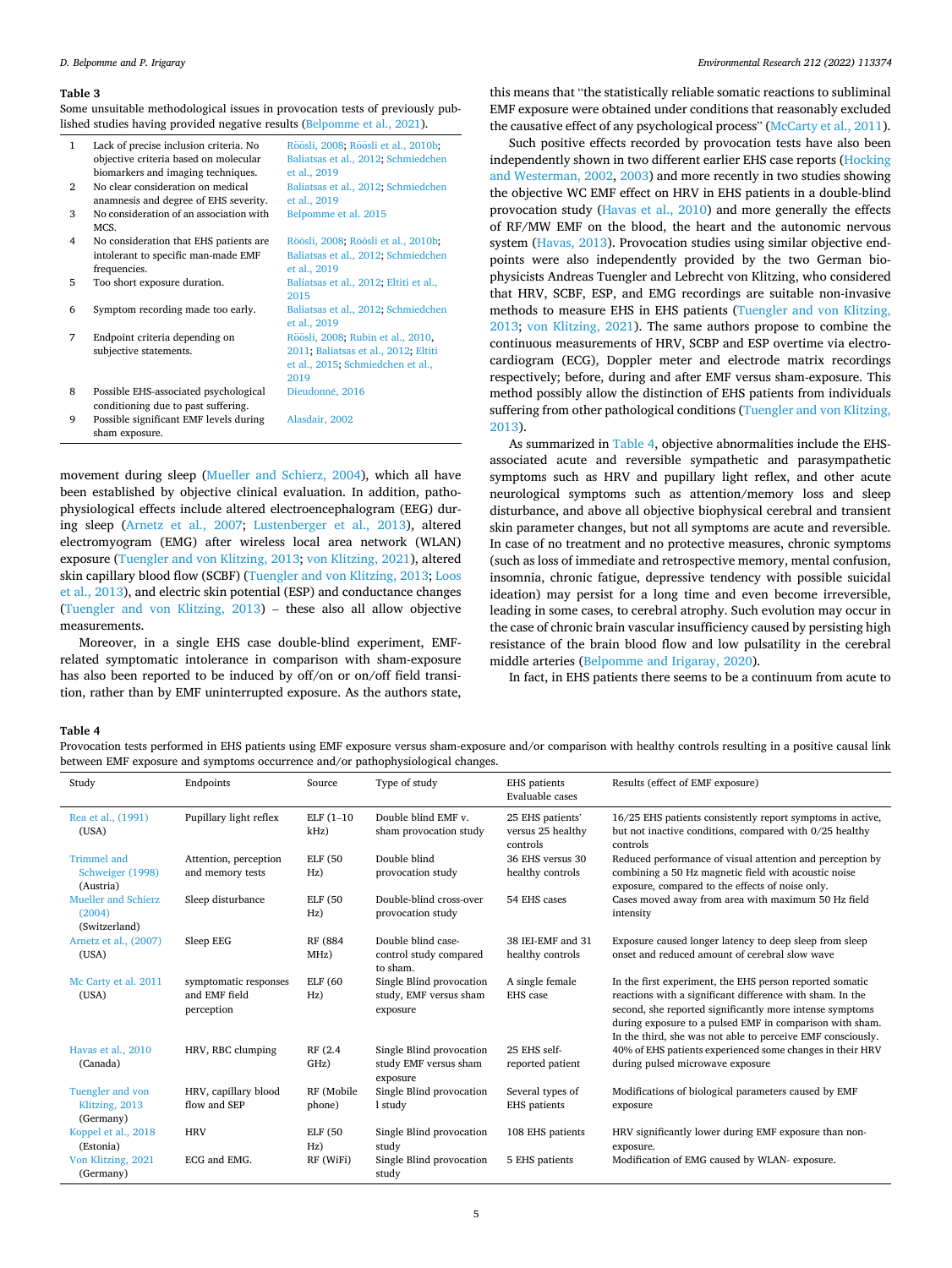**Table 3**

Some unsuitable methodological issues in provocation tests of previously published studies having provided negative results (Belpomme et al., 2021).

| | | |
|---|---|---|
| 1 | Lack of precise inclusion criteria. No objective criteria based on molecular biomarkers and imaging techniques. | Röösli, 2008; Röösli et al., 2010b; Baliatsas et al., 2012; Schmiedchen et al., 2019 |
| 2 | No clear consideration on medical anamnesis and degree of EHS severity. | Baliatsas et al., 2012; Schmiedchen et al., 2019 |
| 3 | No consideration of an association with MCS. | Belpomme et al. 2015 |
| 4 | No consideration that EHS patients are intolerant to specific man-made EMF frequencies. | Röösli, 2008; Röösli et al., 2010b; Baliatsas et al., 2012; Schmiedchen et al., 2019 |
| 5 | Too short exposure duration. | Baliatsas et al., 2012; Eltiti et al., 2015 |
| 6 | Symptom recording made too early. | Baliatsas et al., 2012; Schmiedchen et al., 2019 |
| 7 | Endpoint criteria depending on subjective statements. | Röösli, 2008; Rubin et al., 2010, 2011; Baliatsas et al., 2012; Eltiti et al., 2015; Schmiedchen et al., 2019 |
| 8 | Possible EHS-associated psychological conditioning due to past suffering. | Dieudonné, 2016 |
| 9 | Possible significant EMF levels during sham exposure. | Alasdair, 2002 |

movement during sleep (Mueller and Schierz, 2004), which all have been established by objective clinical evaluation. In addition, pathophysiological effects include altered electroencephalogram (EEG) during sleep (Arnetz et al., 2007; Lustenberger et al., 2013), altered electromyogram (EMG) after wireless local area network (WLAN) exposure (Tuengler and von Klitzing, 2013; von Klitzing, 2021), altered skin capillary blood flow (SCBF) (Tuengler and von Klitzing, 2013; Loos et al., 2013), and electric skin potential (ESP) and conductance changes (Tuengler and von Klitzing, 2013) – these also all allow objective measurements.

Moreover, in a single EHS case double-blind experiment, EMF-related symptomatic intolerance in comparison with sham-exposure has also been reported to be induced by off/on or on/off field transition, rather than by EMF uninterrupted exposure. As the authors state, this means that "the statistically reliable somatic reactions to subliminal EMF exposure were obtained under conditions that reasonably excluded the causative effect of any psychological process" (McCarty et al., 2011).

Such positive effects recorded by provocation tests have also been independently shown in two different earlier EHS case reports (Hocking and Westerman, 2002, 2003) and more recently in two studies showing the objective WC EMF effect on HRV in EHS patients in a double-blind provocation study (Havas et al., 2010) and more generally the effects of RF/MW EMF on the blood, the heart and the autonomic nervous system (Havas, 2013). Provocation studies using similar objective endpoints were also independently provided by the two German biophysicists Andreas Tuengler and Lebrecht von Klitzing, who considered that HRV, SCBF, ESP, and EMG recordings are suitable non-invasive methods to measure EHS in EHS patients (Tuengler and von Klitzing, 2013; von Klitzing, 2021). The same authors propose to combine the continuous measurements of HRV, SCBP and ESP overtime via electrocardiogram (ECG), Doppler meter and electrode matrix recordings respectively; before, during and after EMF versus sham-exposure. This method possibly allow the distinction of EHS patients from individuals suffering from other pathological conditions (Tuengler and von Klitzing, 2013).

As summarized in Table 4, objective abnormalities include the EHS-associated acute and reversible sympathetic and parasympathetic symptoms such as HRV and pupillary light reflex, and other acute neurological symptoms such as attention/memory loss and sleep disturbance, and above all objective biophysical cerebral and transient skin parameter changes, but not all symptoms are acute and reversible. In case of no treatment and no protective measures, chronic symptoms (such as loss of immediate and retrospective memory, mental confusion, insomnia, chronic fatigue, depressive tendency with possible suicidal ideation) may persist for a long time and even become irreversible, leading in some cases, to cerebral atrophy. Such evolution may occur in the case of chronic brain vascular insufficiency caused by persisting high resistance of the brain blood flow and low pulsatility in the cerebral middle arteries (Belpomme and Irigaray, 2020).

In fact, in EHS patients there seems to be a continuum from acute to

**Table 4**

Provocation tests performed in EHS patients using EMF exposure versus sham-exposure and/or comparison with healthy controls resulting in a positive causal link between EMF exposure and symptoms occurrence and/or pathophysiological changes.

| Study | Endpoints | Source | Type of study | EHS patients Evaluable cases | Results (effect of EMF exposure) |
|---|---|---|---|---|---|
| Rea et al., (1991) (USA) | Pupillary light reflex | ELF (1–10 kHz) | Double blind EMF v. sham provocation study | 25 EHS patients' versus 25 healthy controls | 16/25 EHS patients consistently report symptoms in active, but not inactive conditions, compared with 0/25 healthy controls |
| Trimmel and Schweiger (1998) (Austria) | Attention, perception and memory tests | ELF (50 Hz) | Double blind provocation study | 36 EHS versus 30 healthy controls | Reduced performance of visual attention and perception by combining a 50 Hz magnetic field with acoustic noise exposure, compared to the effects of noise only. |
| Mueller and Schierz (2004) (Switzerland) | Sleep disturbance | ELF (50 Hz) | Double-blind cross-over provocation study | 54 EHS cases | Cases moved away from area with maximum 50 Hz field intensity |
| Arnetz et al., (2007) (USA) | Sleep EEG | RF (884 MHz) | Double blind case-control study compared to sham. | 38 IEI-EMF and 31 healthy controls | Exposure caused longer latency to deep sleep from sleep onset and reduced amount of cerebral slow wave |
| Mc Carty et al. 2011 (USA) | symptomatic responses and EMF field perception | ELF (60 Hz) | Single Blind provocation study, EMF versus sham exposure | A single female EHS case | In the first experiment, the EHS person reported somatic reactions with a significant difference with sham. In the second, she reported significantly more intense symptoms during exposure to a pulsed EMF in comparison with sham. In the third, she was not able to perceive EMF consciously. |
| Havas et al., 2010 (Canada) | HRV, RBC clumping | RF (2.4 GHz) | Single Blind provocation study EMF versus sham exposure | 25 EHS self-reported patient | 40% of EHS patients experienced some changes in their HRV during pulsed microwave exposure |
| Tuengler and von Klitzing, 2013 (Germany) | HRV, capillary blood flow and SEP | RF (Mobile phone) | Single Blind provocation l study | Several types of EHS patients | Modifications of biological parameters caused by EMF exposure |
| Koppel et al., 2018 (Estonia) | HRV | ELF (50 Hz) | Single Blind provocation study | 108 EHS patients | HRV significantly lower during EMF exposure than non-exposure. |
| Von Klitzing, 2021 (Germany) | ECG and EMG. | RF (WiFi) | Single Blind provocation study | 5 EHS patients | Modification of EMG caused by WLAN- exposure. |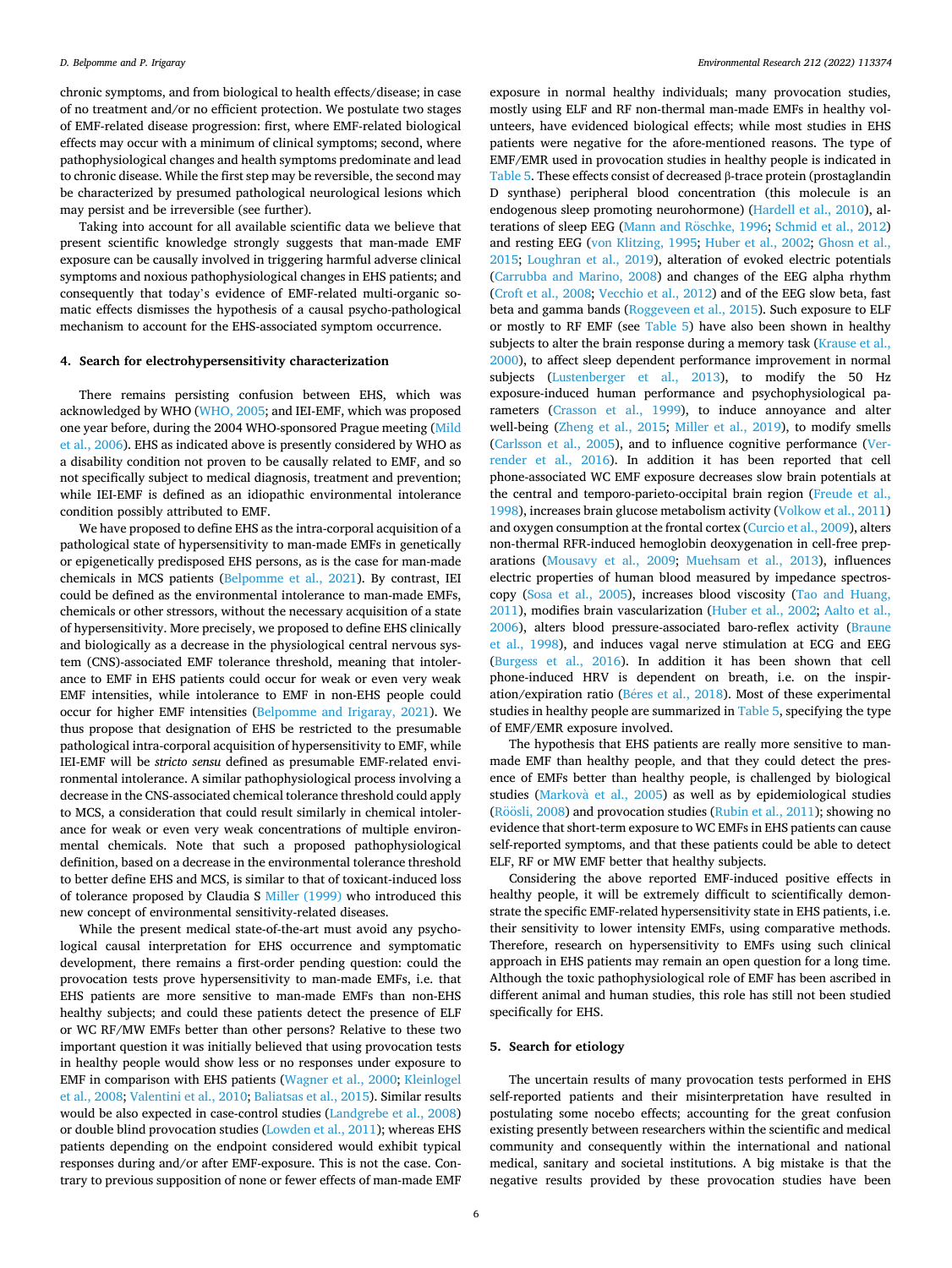chronic symptoms, and from biological to health effects/disease; in case of no treatment and/or no efficient protection. We postulate two stages of EMF-related disease progression: first, where EMF-related biological effects may occur with a minimum of clinical symptoms; second, where pathophysiological changes and health symptoms predominate and lead to chronic disease. While the first step may be reversible, the second may be characterized by presumed pathological neurological lesions which may persist and be irreversible (see further).

Taking into account for all available scientific data we believe that present scientific knowledge strongly suggests that man-made EMF exposure can be causally involved in triggering harmful adverse clinical symptoms and noxious pathophysiological changes in EHS patients; and consequently that today's evidence of EMF-related multi-organic somatic effects dismisses the hypothesis of a causal psycho-pathological mechanism to account for the EHS-associated symptom occurrence.

## 4. Search for electrohypersensitivity characterization

There remains persisting confusion between EHS, which was acknowledged by WHO (WHO, 2005; and IEI-EMF, which was proposed one year before, during the 2004 WHO-sponsored Prague meeting (Mild et al., 2006). EHS as indicated above is presently considered by WHO as a disability condition not proven to be causally related to EMF, and so not specifically subject to medical diagnosis, treatment and prevention; while IEI-EMF is defined as an idiopathic environmental intolerance condition possibly attributed to EMF.

We have proposed to define EHS as the intra-corporal acquisition of a pathological state of hypersensitivity to man-made EMFs in genetically or epigenetically predisposed EHS persons, as is the case for man-made chemicals in MCS patients (Belpomme et al., 2021). By contrast, IEI could be defined as the environmental intolerance to man-made EMFs, chemicals or other stressors, without the necessary acquisition of a state of hypersensitivity. More precisely, we proposed to define EHS clinically and biologically as a decrease in the physiological central nervous system (CNS)-associated EMF tolerance threshold, meaning that intolerance to EMF in EHS patients could occur for weak or even very weak EMF intensities, while intolerance to EMF in non-EHS people could occur for higher EMF intensities (Belpomme and Irigaray, 2021). We thus propose that designation of EHS be restricted to the presumable pathological intra-corporal acquisition of hypersensitivity to EMF, while IEI-EMF will be *stricto sensu* defined as presumable EMF-related environmental intolerance. A similar pathophysiological process involving a decrease in the CNS-associated chemical tolerance threshold could apply to MCS, a consideration that could result similarly in chemical intolerance for weak or even very weak concentrations of multiple environmental chemicals. Note that such a proposed pathophysiological definition, based on a decrease in the environmental tolerance threshold to better define EHS and MCS, is similar to that of toxicant-induced loss of tolerance proposed by Claudia S Miller (1999) who introduced this new concept of environmental sensitivity-related diseases.

While the present medical state-of-the-art must avoid any psychological causal interpretation for EHS occurrence and symptomatic development, there remains a first-order pending question: could the provocation tests prove hypersensitivity to man-made EMFs, i.e. that EHS patients are more sensitive to man-made EMFs than non-EHS healthy subjects; and could these patients detect the presence of ELF or WC RF/MW EMFs better than other persons? Relative to these two important question it was initially believed that using provocation tests in healthy people would show less or no responses under exposure to EMF in comparison with EHS patients (Wagner et al., 2000; Kleinlogel et al., 2008; Valentini et al., 2010; Baliatsas et al., 2015). Similar results would be also expected in case-control studies (Landgrebe et al., 2008) or double blind provocation studies (Lowden et al., 2011); whereas EHS patients depending on the endpoint considered would exhibit typical responses during and/or after EMF-exposure. This is not the case. Contrary to previous supposition of none or fewer effects of man-made EMF exposure in normal healthy individuals; many provocation studies, mostly using ELF and RF non-thermal man-made EMFs in healthy volunteers, have evidenced biological effects; while most studies in EHS patients were negative for the afore-mentioned reasons. The type of EMF/EMR used in provocation studies in healthy people is indicated in Table 5. These effects consist of decreased β-trace protein (prostaglandin D synthase) peripheral blood concentration (this molecule is an endogenous sleep promoting neurohormone) (Hardell et al., 2010), alterations of sleep EEG (Mann and Röschke, 1996; Schmid et al., 2012) and resting EEG (von Klitzing, 1995; Huber et al., 2002; Ghosn et al., 2015; Loughran et al., 2019), alteration of evoked electric potentials (Carrubba and Marino, 2008) and changes of the EEG alpha rhythm (Croft et al., 2008; Vecchio et al., 2012) and of the EEG slow beta, fast beta and gamma bands (Roggeveen et al., 2015). Such exposure to ELF or mostly to RF EMF (see Table 5) have also been shown in healthy subjects to alter the brain response during a memory task (Krause et al., 2000), to affect sleep dependent performance improvement in normal subjects (Lustenberger et al., 2013), to modify the 50 Hz exposure-induced human performance and psychophysiological parameters (Crasson et al., 1999), to induce annoyance and alter well-being (Zheng et al., 2015; Miller et al., 2019), to modify smells (Carlsson et al., 2005), and to influence cognitive performance (Verrender et al., 2016). In addition it has been reported that cell phone-associated WC EMF exposure decreases slow brain potentials at the central and temporo-parieto-occipital brain region (Freude et al., 1998), increases brain glucose metabolism activity (Volkow et al., 2011) and oxygen consumption at the frontal cortex (Curcio et al., 2009), alters non-thermal RFR-induced hemoglobin deoxygenation in cell-free preparations (Mousavy et al., 2009; Muehsam et al., 2013), influences electric properties of human blood measured by impedance spectroscopy (Sosa et al., 2005), increases blood viscosity (Tao and Huang, 2011), modifies brain vascularization (Huber et al., 2002; Aalto et al., 2006), alters blood pressure-associated baro-reflex activity (Braune et al., 1998), and induces vagal nerve stimulation at ECG and EEG (Burgess et al., 2016). In addition it has been shown that cell phone-induced HRV is dependent on breath, i.e. on the inspiration/expiration ratio (Béres et al., 2018). Most of these experimental studies in healthy people are summarized in Table 5, specifying the type of EMF/EMR exposure involved.

The hypothesis that EHS patients are really more sensitive to man-made EMF than healthy people, and that they could detect the presence of EMFs better than healthy people, is challenged by biological studies (Markovà et al., 2005) as well as by epidemiological studies (Röösli, 2008) and provocation studies (Rubin et al., 2011); showing no evidence that short-term exposure to WC EMFs in EHS patients can cause self-reported symptoms, and that these patients could be able to detect ELF, RF or MW EMF better that healthy subjects.

Considering the above reported EMF-induced positive effects in healthy people, it will be extremely difficult to scientifically demonstrate the specific EMF-related hypersensitivity state in EHS patients, i.e. their sensitivity to lower intensity EMFs, using comparative methods. Therefore, research on hypersensitivity to EMFs using such clinical approach in EHS patients may remain an open question for a long time. Although the toxic pathophysiological role of EMF has been ascribed in different animal and human studies, this role has still not been studied specifically for EHS.

## 5. Search for etiology

The uncertain results of many provocation tests performed in EHS self-reported patients and their misinterpretation have resulted in postulating some nocebo effects; accounting for the great confusion existing presently between researchers within the scientific and medical community and consequently within the international and national medical, sanitary and societal institutions. A big mistake is that the negative results provided by these provocation studies have been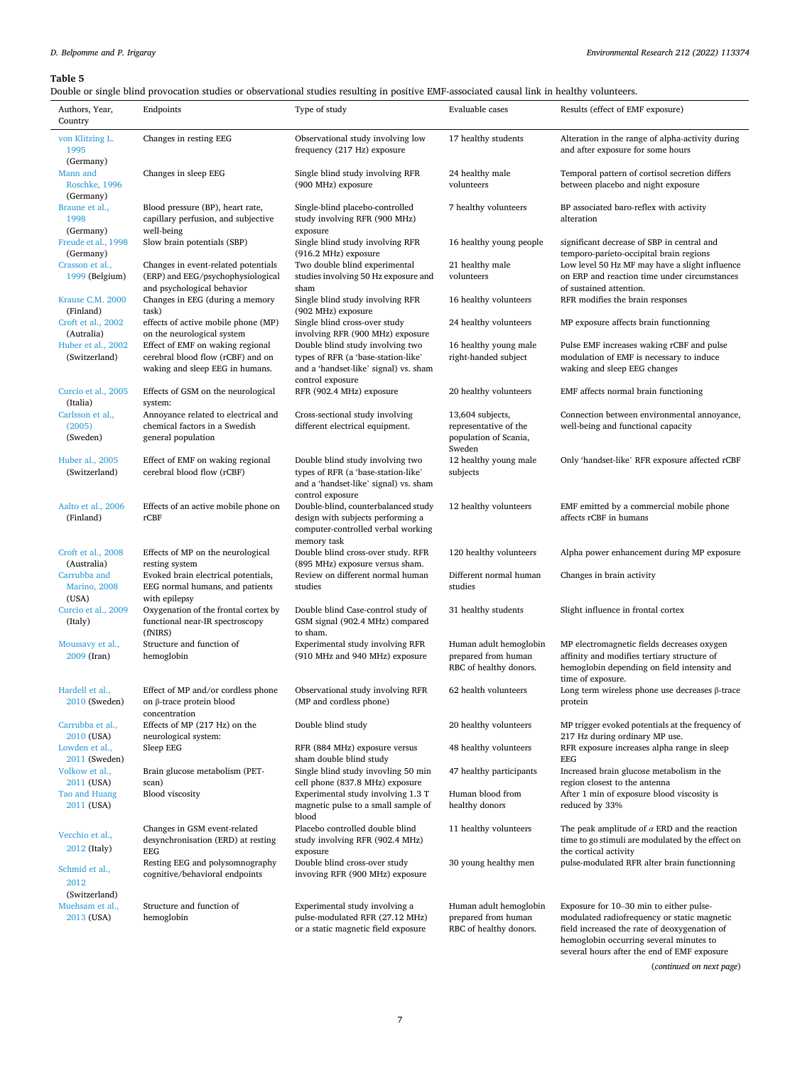**Table 5**

Double or single blind provocation studies or observational studies resulting in positive EMF-associated causal link in healthy volunteers.

| Authors, Year, Country | Endpoints | Type of study | Evaluable cases | Results (effect of EMF exposure) |
|---|---|---|---|---|
| von Klitzing L. 1995 (Germany) | Changes in resting EEG | Observational study involving low frequency (217 Hz) exposure | 17 healthy students | Alteration in the range of alpha-activity during and after exposure for some hours |
| Mann and Roschke, 1996 (Germany) | Changes in sleep EEG | Single blind study involving RFR (900 MHz) exposure | 24 healthy male volunteers | Temporal pattern of cortisol secretion differs between placebo and night exposure |
| Braune et al., 1998 (Germany) | Blood pressure (BP), heart rate, capillary perfusion, and subjective well-being | Single-blind placebo-controlled study involving RFR (900 MHz) exposure | 7 healthy volunteers | BP associated baro-reflex with activity alteration |
| Freude et al., 1998 (Germany) | Slow brain potentials (SBP) | Single blind study involving RFR (916.2 MHz) exposure | 16 healthy young people | significant decrease of SBP in central and temporo-parieto-occipital brain regions |
| Crasson et al., 1999 (Belgium) | Changes in event-related potentials (ERP) and EEG/psychophysiological and psychological behavior | Two double blind experimental studies involving 50 Hz exposure and sham | 21 healthy male volunteers | Low level 50 Hz MF may have a slight influence on ERP and reaction time under circumstances of sustained attention. |
| Krause C.M. 2000 (Finland) | Changes in EEG (during a memory task) | Single blind study involving RFR (902 MHz) exposure | 16 healthy volunteers | RFR modifies the brain responses |
| Croft et al., 2002 (Autralia) | effects of active mobile phone (MP) on the neurological system | Single blind cross-over study involving RFR (900 MHz) exposure | 24 healthy volunteers | MP exposure affects brain functionning |
| Huber et al., 2002 (Switzerland) | Effect of EMF on waking regional cerebral blood flow (rCBF) and on waking and sleep EEG in humans. | Double blind study involving two types of RFR (a 'base-station-like' and a 'handset-like' signal) vs. sham control exposure | 16 healthy young male right-handed subject | Pulse EMF increases waking rCBF and pulse modulation of EMF is necessary to induce waking and sleep EEG changes |
| Curcio et al., 2005 (Italia) | Effects of GSM on the neurological system: | RFR (902.4 MHz) exposure | 20 healthy volunteers | EMF affects normal brain functioning |
| Carlsson et al., (2005) (Sweden) | Annoyance related to electrical and chemical factors in a Swedish general population | Cross-sectional study involving different electrical equipment. | 13,604 subjects, representative of the population of Scania, Sweden | Connection between environmental annoyance, well-being and functional capacity |
| Huber al., 2005 (Switzerland) | Effect of EMF on waking regional cerebral blood flow (rCBF) | Double blind study involving two types of RFR (a 'base-station-like' and a 'handset-like' signal) vs. sham control exposure | 12 healthy young male subjects | Only 'handset-like' RFR exposure affected rCBF |
| Aalto et al., 2006 (Finland) | Effects of an active mobile phone on rCBF | Double-blind, counterbalanced study design with subjects performing a computer-controlled verbal working memory task | 12 healthy volunteers | EMF emitted by a commercial mobile phone affects rCBF in humans |
| Croft et al., 2008 (Australia) | Effects of MP on the neurological resting system | Double blind cross-over study. RFR (895 MHz) exposure versus sham. | 120 healthy volunteers | Alpha power enhancement during MP exposure |
| Carrubba and Marino, 2008 (USA) | Evoked brain electrical potentials, EEG normal humans, and patients with epilepsy | Review on different normal human studies | Different normal human studies | Changes in brain activity |
| Curcio et al., 2009 (Italy) | Oxygenation of the frontal cortex by functional near-IR spectroscopy (fNIRS) | Double blind Case-control study of GSM signal (902.4 MHz) compared to sham. | 31 healthy students | Slight influence in frontal cortex |
| Moussavy et al., 2009 (Iran) | Structure and function of hemoglobin | Experimental study involving RFR (910 MHz and 940 MHz) exposure | Human adult hemoglobin prepared from human RBC of healthy donors. | MP electromagnetic fields decreases oxygen affinity and modifies tertiary structure of hemoglobin depending on field intensity and time of exposure. |
| Hardell et al., 2010 (Sweden) | Effect of MP and/or cordless phone on β-trace protein blood concentration | Observational study involving RFR (MP and cordless phone) | 62 health volunteers | Long term wireless phone use decreases β-trace protein |
| Carrubba et al., 2010 (USA) | Effects of MP (217 Hz) on the neurological system: | Double blind study | 20 healthy volunteers | MP trigger evoked potentials at the frequency of 217 Hz during ordinary MP use. |
| Lowden et al., 2011 (Sweden) | Sleep EEG | RFR (884 MHz) exposure versus sham double blind study | 48 healthy volunteers | RFR exposure increases alpha range in sleep EEG |
| Volkow et al., 2011 (USA) | Brain glucose metabolism (PET-scan) | Single blind study invovling 50 min cell phone (837.8 MHz) exposure | 47 healthy participants | Increased brain glucose metabolism in the region closest to the antenna |
| Tao and Huang 2011 (USA) | Blood viscosity | Experimental study involving 1.3 T magnetic pulse to a small sample of blood | Human blood from healthy donors | After 1 min of exposure blood viscosity is reduced by 33% |
| Vecchio et al., 2012 (Italy) | Changes in GSM event-related desynchronisation (ERD) at resting EEG | Placebo controlled double blind study involving RFR (902.4 MHz) exposure | 11 healthy volunteers | The peak amplitude of $\alpha$ ERD and the reaction time to go stimuli are modulated by the effect on the cortical activity |
| Schmid et al., 2012 (Switzerland) | Resting EEG and polysomnography cognitive/behavioral endpoints | Double blind cross-over study invoving RFR (900 MHz) exposure | 30 young healthy men | pulse-modulated RFR alter brain functionning |
| Muehsam et al., 2013 (USA) | Structure and function of hemoglobin | Experimental study involving a pulse-modulated RFR (27.12 MHz) or a static magnetic field exposure | Human adult hemoglobin prepared from human RBC of healthy donors. | Exposure for 10–30 min to either pulse-modulated radiofrequency or static magnetic field increased the rate of deoxygenation of hemoglobin occurring several minutes to several hours after the end of EMF exposure |

(*continued on next page*)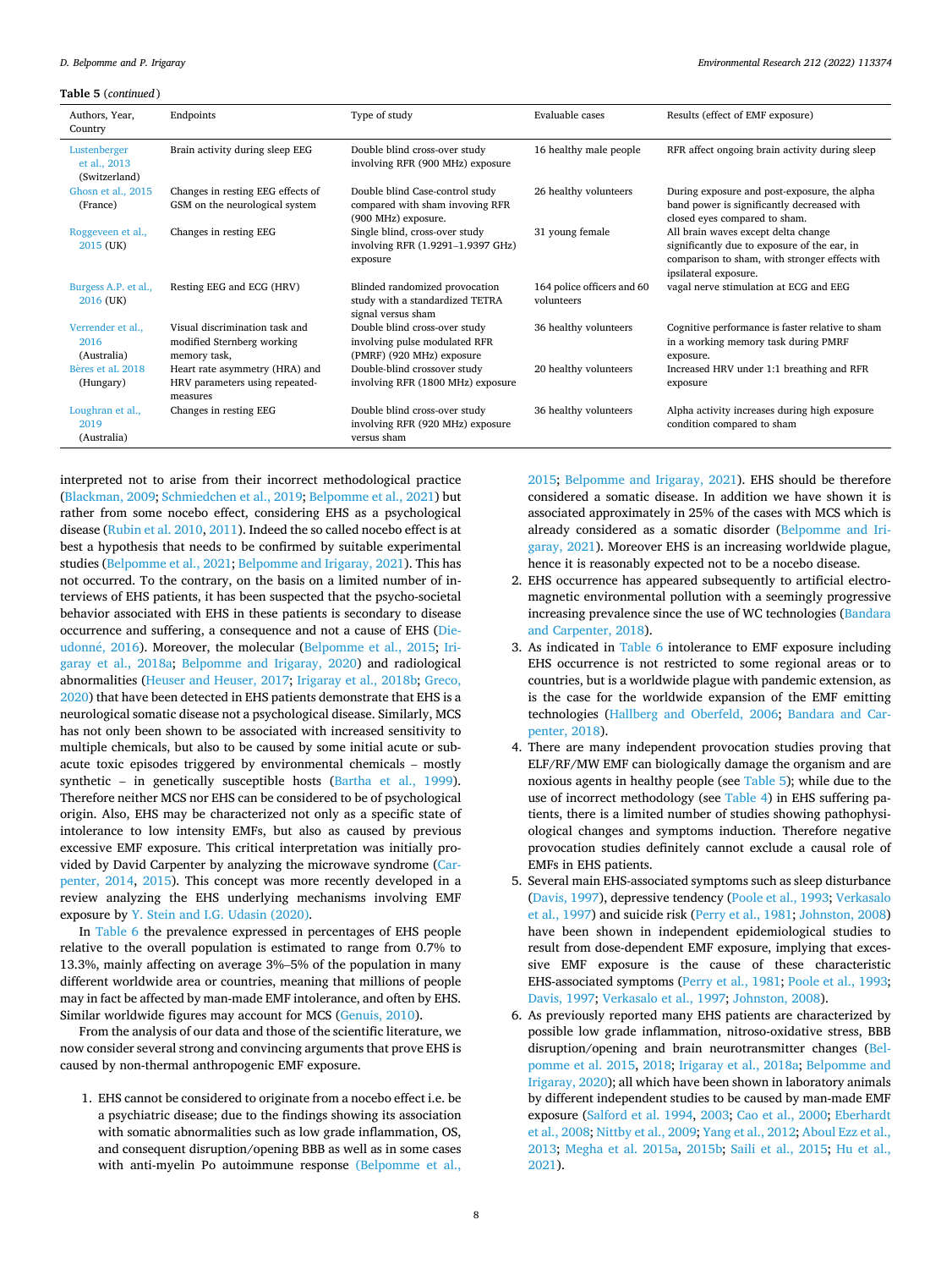**Table 5** (*continued*)

| Authors, Year, Country | Endpoints | Type of study | Evaluable cases | Results (effect of EMF exposure) |
|---|---|---|---|---|
| Lustenberger et al., 2013 (Switzerland) | Brain activity during sleep EEG | Double blind cross-over study involving RFR (900 MHz) exposure | 16 healthy male people | RFR affect ongoing brain activity during sleep |
| Ghosn et al., 2015 (France) | Changes in resting EEG effects of GSM on the neurological system | Double blind Case-control study compared with sham invoving RFR (900 MHz) exposure. | 26 healthy volunteers | During exposure and post-exposure, the alpha band power is significantly decreased with closed eyes compared to sham. |
| Roggeveen et al., 2015 (UK) | Changes in resting EEG | Single blind, cross-over study involving RFR (1.9291–1.9397 GHz) exposure | 31 young female | All brain waves except delta change significantly due to exposure of the ear, in comparison to sham, with stronger effects with ipsilateral exposure. |
| Burgess A.P. et al., 2016 (UK) | Resting EEG and ECG (HRV) | Blinded randomized provocation study with a standardized TETRA signal versus sham | 164 police officers and 60 volunteers | vagal nerve stimulation at ECG and EEG |
| Verrender et al., 2016 (Australia) | Visual discrimination task and modified Sternberg working memory task, | Double blind cross-over study involving pulse modulated RFR (PMRF) (920 MHz) exposure | 36 healthy volunteers | Cognitive performance is faster relative to sham in a working memory task during PMRF exposure. |
| Bères et al. 2018 (Hungary) | Heart rate asymmetry (HRA) and HRV parameters using repeated-measures | Double-blind crossover study involving RFR (1800 MHz) exposure | 20 healthy volunteers | Increased HRV under 1:1 breathing and RFR exposure |
| Loughran et al., 2019 (Australia) | Changes in resting EEG | Double blind cross-over study involving RFR (920 MHz) exposure versus sham | 36 healthy volunteers | Alpha activity increases during high exposure condition compared to sham |

interpreted not to arise from their incorrect methodological practice (Blackman, 2009; Schmiedchen et al., 2019; Belpomme et al., 2021) but rather from some nocebo effect, considering EHS as a psychological disease (Rubin et al. 2010, 2011). Indeed the so called nocebo effect is at best a hypothesis that needs to be confirmed by suitable experimental studies (Belpomme et al., 2021; Belpomme and Irigaray, 2021). This has not occurred. To the contrary, on the basis on a limited number of interviews of EHS patients, it has been suspected that the psycho-societal behavior associated with EHS in these patients is secondary to disease occurrence and suffering, a consequence and not a cause of EHS (Dieudonné, 2016). Moreover, the molecular (Belpomme et al., 2015; Irigaray et al., 2018a; Belpomme and Irigaray, 2020) and radiological abnormalities (Heuser and Heuser, 2017; Irigaray et al., 2018b; Greco, 2020) that have been detected in EHS patients demonstrate that EHS is a neurological somatic disease not a psychological disease. Similarly, MCS has not only been shown to be associated with increased sensitivity to multiple chemicals, but also to be caused by some initial acute or subacute toxic episodes triggered by environmental chemicals – mostly synthetic – in genetically susceptible hosts (Bartha et al., 1999). Therefore neither MCS nor EHS can be considered to be of psychological origin. Also, EHS may be characterized not only as a specific state of intolerance to low intensity EMFs, but also as caused by previous excessive EMF exposure. This critical interpretation was initially provided by David Carpenter by analyzing the microwave syndrome (Carpenter, 2014, 2015). This concept was more recently developed in a review analyzing the EHS underlying mechanisms involving EMF exposure by Y. Stein and I.G. Udasin (2020).

In Table 6 the prevalence expressed in percentages of EHS people relative to the overall population is estimated to range from 0.7% to 13.3%, mainly affecting on average 3%–5% of the population in many different worldwide area or countries, meaning that millions of people may in fact be affected by man-made EMF intolerance, and often by EHS. Similar worldwide figures may account for MCS (Genuis, 2010).

From the analysis of our data and those of the scientific literature, we now consider several strong and convincing arguments that prove EHS is caused by non-thermal anthropogenic EMF exposure.

1. EHS cannot be considered to originate from a nocebo effect i.e. be a psychiatric disease; due to the findings showing its association with somatic abnormalities such as low grade inflammation, OS, and consequent disruption/opening BBB as well as in some cases with anti-myelin Po autoimmune response (Belpomme et al., 2015; Belpomme and Irigaray, 2021). EHS should be therefore considered a somatic disease. In addition we have shown it is associated approximately in 25% of the cases with MCS which is already considered as a somatic disorder (Belpomme and Irigaray, 2021). Moreover EHS is an increasing worldwide plague, hence it is reasonably expected not to be a nocebo disease.
2. EHS occurrence has appeared subsequently to artificial electromagnetic environmental pollution with a seemingly progressive increasing prevalence since the use of WC technologies (Bandara and Carpenter, 2018).
3. As indicated in Table 6 intolerance to EMF exposure including EHS occurrence is not restricted to some regional areas or to countries, but is a worldwide plague with pandemic extension, as is the case for the worldwide expansion of the EMF emitting technologies (Hallberg and Oberfeld, 2006; Bandara and Carpenter, 2018).
4. There are many independent provocation studies proving that ELF/RF/MW EMF can biologically damage the organism and are noxious agents in healthy people (see Table 5); while due to the use of incorrect methodology (see Table 4) in EHS suffering patients, there is a limited number of studies showing pathophysiological changes and symptoms induction. Therefore negative provocation studies definitely cannot exclude a causal role of EMFs in EHS patients.
5. Several main EHS-associated symptoms such as sleep disturbance (Davis, 1997), depressive tendency (Poole et al., 1993; Verkasalo et al., 1997) and suicide risk (Perry et al., 1981; Johnston, 2008) have been shown in independent epidemiological studies to result from dose-dependent EMF exposure, implying that excessive EMF exposure is the cause of these characteristic EHS-associated symptoms (Perry et al., 1981; Poole et al., 1993; Davis, 1997; Verkasalo et al., 1997; Johnston, 2008).
6. As previously reported many EHS patients are characterized by possible low grade inflammation, nitroso-oxidative stress, BBB disruption/opening and brain neurotransmitter changes (Belpomme et al. 2015, 2018; Irigaray et al., 2018a; Belpomme and Irigaray, 2020); all which have been shown in laboratory animals by different independent studies to be caused by man-made EMF exposure (Salford et al. 1994, 2003; Cao et al., 2000; Eberhardt et al., 2008; Nittby et al., 2009; Yang et al., 2012; Aboul Ezz et al., 2013; Megha et al. 2015a, 2015b; Saili et al., 2015; Hu et al., 2021).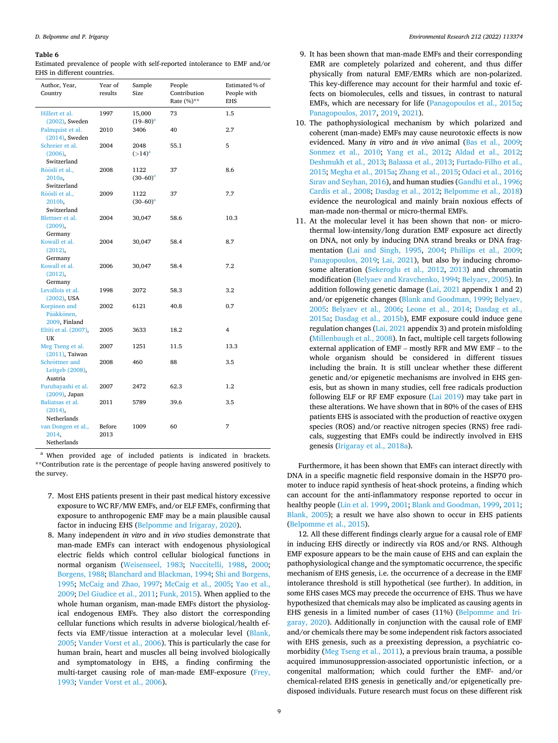**Table 6**
Estimated prevalence of people with self-reported intolerance to EMF and/or EHS in different countries.

| Author, Year, Country | Year of results | Sample Size | People Contribution Rate (%)** | Estimated % of People with EHS |
|---|---|---|---|---|
| Hillert et al. (2002), Sweden | 1997 | 15,000 (19–80)[a] | 73 | 1.5 |
| Palmquist et al. (2014), Sweden | 2010 | 3406 | 40 | 2.7 |
| Schreier et al. (2006), Switzerland | 2004 | 2048 (>14)[a] | 55.1 | 5 |
| Röösli et al., 2010a, Switzerland | 2008 | 1122 (30–60)[a] | 37 | 8.6 |
| Röösli et al., 2010b, Switzerland | 2009 | 1122 (30–60)[a] | 37 | 7.7 |
| Blettner et al. (2009), Germany | 2004 | 30,047 | 58.6 | 10.3 |
| Kowall et al. (2012), Germany | 2004 | 30,047 | 58.4 | 8.7 |
| Kowall et al. (2012), Germany | 2006 | 30,047 | 58.4 | 7.2 |
| Levallois et al. (2002), USA | 1998 | 2072 | 58.3 | 3.2 |
| Korpinen and Pääkkönen, 2009, Finland | 2002 | 6121 | 40.8 | 0.7 |
| Eltiti et al. (2007), UK | 2005 | 3633 | 18.2 | 4 |
| Meg Tseng et al. (2011), Taiwan | 2007 | 1251 | 11.5 | 13.3 |
| Schröttner and Leitgeb (2008), Austria | 2008 | 460 | 88 | 3.5 |
| Furubayashi et al. (2009), Japan | 2007 | 2472 | 62.3 | 1.2 |
| Baliatsas et al. (2014), Netherlands | 2011 | 5789 | 39.6 | 3.5 |
| van Dongen et al., 2014, Netherlands | Before 2013 | 1009 | 60 | 7 |

[a] When provided age of included patients is indicated in brackets. **Contribution rate is the percentage of people having answered positively to the survey.

7. Most EHS patients present in their past medical history excessive exposure to WC RF/MW EMFs, and/or ELF EMFs, confirming that exposure to anthropogenic EMF may be a main plausible causal factor in inducing EHS (Belpomme and Irigaray, 2020).
8. Many independent *in vitro* and *in vivo* studies demonstrate that man-made EMFs can interact with endogenous physiological electric fields which control cellular biological functions in normal organism (Weisenseel, 1983; Nuccitelli, 1988, 2000; Borgens, 1988; Blanchard and Blackman, 1994; Shi and Borgens, 1995; McCaig and Zhao, 1997; McCaig et al., 2005; Yao et al., 2009; Del Giudice et al., 2011; Funk, 2015). When applied to the whole human organism, man-made EMFs distort the physiological endogenous EMFs. They also distort the corresponding cellular functions which results in adverse biological/health effects via EMF/tissue interaction at a molecular level (Blank, 2005; Vander Vorst et al., 2006). This is particularly the case for human brain, heart and muscles all being involved biologically and symptomatology in EHS, a finding confirming the multi-target causing role of man-made EMF-exposure (Frey, 1993; Vander Vorst et al., 2006).
9. It has been shown that man-made EMFs and their corresponding EMR are completely polarized and coherent, and thus differ physically from natural EMF/EMRs which are non-polarized. This key-difference may account for their harmful and toxic effects on biomolecules, cells and tissues, in contrast to natural EMFs, which are necessary for life (Panagopoulos et al., 2015a; Panagopoulos, 2017, 2019, 2021).
10. The pathophysiological mechanism by which polarized and coherent (man-made) EMFs may cause neurotoxic effects is now evidenced. Many *in vitro* and *in vivo* animal (Bas et al., 2009; Sonmez et al., 2010; Yang et al., 2012; Aldad et al., 2012; Deshmukh et al., 2013; Balassa et al., 2013; Furtado-Filho et al., 2015; Megha et al., 2015a; Zhang et al., 2015; Odaci et al., 2016; Sırav and Seyhan, 2016), and human studies (Gandhi et al., 1996; Cardis et al., 2008; Dasdag et al., 2012; Belpomme et al., 2018) evidence the neurological and mainly brain noxious effects of man-made non-thermal or micro-thermal EMFs.
11. At the molecular level it has been shown that non- or micro-thermal low-intensity/long duration EMF exposure act directly on DNA, not only by inducing DNA strand breaks or DNA fragmentation (Lai and Singh, 1995, 2004; Phillips et al., 2009; Panagopoulos, 2019; Lai, 2021), but also by inducing chromosome alteration (Sekeroglu et al., 2012, 2013) and chromatin modification (Belyaev and Kravchenko, 1994; Belyaev, 2005). In addition following genetic damage (Lai, 2021 appendix 1 and 2) and/or epigenetic changes (Blank and Goodman, 1999; Belyaev, 2005; Belyaev et al., 2006; Leone et al., 2014; Dasdag et al., 2015a; Dasdag et al., 2015b), EMF exposure could induce gene regulation changes (Lai, 2021 appendix 3) and protein misfolding (Millenbaugh et al., 2008). In fact, multiple cell targets following external application of EMF – mostly RFR and MW EMF – to the whole organism should be considered in different tissues including the brain. It is still unclear whether these different genetic and/or epigenetic mechanisms are involved in EHS genesis, but as shown in many studies, cell free radicals production following ELF or RF EMF exposure (Lai 2019) may take part in these alterations. We have shown that in 80% of the cases of EHS patients EHS is associated with the production of reactive oxygen species (ROS) and/or reactive nitrogen species (RNS) free radicals, suggesting that EMFs could be indirectly involved in EHS genesis (Irigaray et al., 2018a).

Furthermore, it has been shown that EMFs can interact directly with DNA in a specific magnetic field responsive domain in the HSP70 promoter to induce rapid synthesis of heat-shock proteins, a finding which can account for the anti-inflammatory response reported to occur in healthy people (Lin et al. 1999, 2001; Blank and Goodman, 1999, 2011; Blank, 2005); a result we have also shown to occur in EHS patients (Belpomme et al., 2015).

12. All these different findings clearly argue for a causal role of EMF in inducing EHS directly or indirectly via ROS and/or RNS. Although EMF exposure appears to be the main cause of EHS and can explain the pathophysiological change and the symptomatic occurrence, the specific mechanism of EHS genesis, i.e. the occurrence of a decrease in the EMF intolerance threshold is still hypothetical (see further). In addition, in some EHS cases MCS may precede the occurrence of EHS. Thus we have hypothesized that chemicals may also be implicated as causing agents in EHS genesis in a limited number of cases (11%) (Belpomme and Irigaray, 2020). Additionally in conjunction with the causal role of EMF and/or chemicals there may be some independent risk factors associated with EHS genesis, such as a preexisting depression, a psychiatric comorbidity (Meg Tseng et al., 2011), a previous brain trauma, a possible acquired immunosuppression-associated opportunistic infection, or a congenital malformation; which could further the EMF- and/or chemical-related EHS genesis in genetically and/or epigenetically predisposed individuals. Future research must focus on these different risk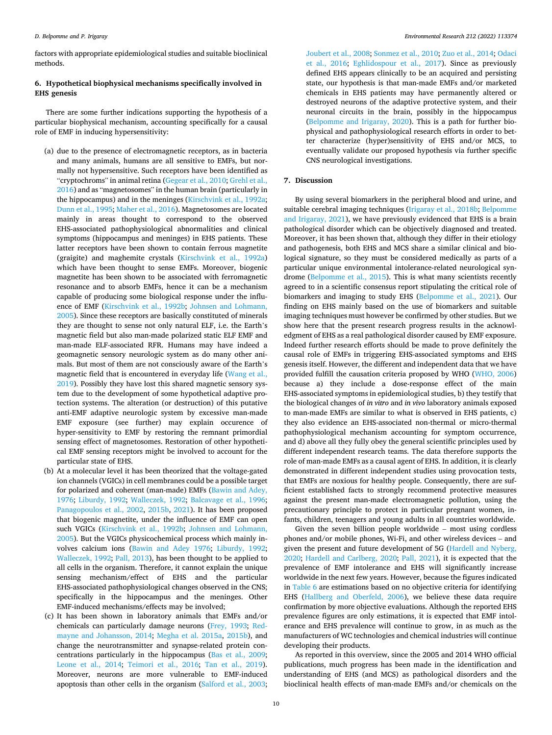factors with appropriate epidemiological studies and suitable bioclinical methods.

## 6. Hypothetical biophysical mechanisms specifically involved in EHS genesis

There are some further indications supporting the hypothesis of a particular biophysical mechanism, accounting specifically for a causal role of EMF in inducing hypersensitivity:

(a) due to the presence of electromagnetic receptors, as in bacteria and many animals, humans are all sensitive to EMFs, but normally not hypersensitive. Such receptors have been identified as "cryptochroms" in animal retina (Gegear et al., 2010; Grehl et al., 2016) and as "magnetosomes" in the human brain (particularly in the hippocampus) and in the meninges (Kirschvink et al., 1992a; Dunn et al., 1995; Maher et al., 2016). Magnetosomes are located mainly in areas thought to correspond to the observed EHS-associated pathophysiological abnormalities and clinical symptoms (hippocampus and meninges) in EHS patients. These latter receptors have been shown to contain ferrous magnetite (graigite) and maghemite crystals (Kirschvink et al., 1992a) which have been thought to sense EMFs. Moreover, biogenic magnetite has been shown to be associated with ferromagnetic resonance and to absorb EMFs, hence it can be a mechanism capable of producing some biological response under the influence of EMF (Kirschvink et al., 1992b; Johnsen and Lohmann, 2005). Since these receptors are basically constituted of minerals they are thought to sense not only natural ELF, i.e. the Earth's magnetic field but also man-made polarized static ELF EMF and man-made ELF-associated RFR. Humans may have indeed a geomagnetic sensory neurologic system as do many other animals. But most of them are not consciously aware of the Earth's magnetic field that is encountered in everyday life (Wang et al., 2019). Possibly they have lost this shared magnetic sensory system due to the development of some hypothetical adaptive protection systems. The alteration (or destruction) of this putative anti-EMF adaptive neurologic system by excessive man-made EMF exposure (see further) may explain occurence of hyper-sensitivity to EMF by restoring the remnant primordial sensing effect of magnetosomes. Restoration of other hypothetical EMF sensing receptors might be involved to account for the particular state of EHS.

(b) At a molecular level it has been theorized that the voltage-gated ion channels (VGICs) in cell membranes could be a possible target for polarized and coherent (man-made) EMFs (Bawin and Adey, 1976; Liburdy, 1992; Walleczek, 1992; Balcavage et al., 1996; Panagopoulos et al., 2002, 2015b, 2021). It has been proposed that biogenic magnetite, under the influence of EMF can open such VGICs (Kirschvink et al., 1992b; Johnsen and Lohmann, 2005). But the VGICs physicochemical process which mainly involves calcium ions (Bawin and Adey 1976; Liburdy, 1992; Walleczek, 1992; Pall, 2013), has been thought to be applied to all cells in the organism. Therefore, it cannot explain the unique sensing mechanism/effect of EHS and the particular EHS-associated pathophysiological changes observed in the CNS; specifically in the hippocampus and the meninges. Other EMF-induced mechanisms/effects may be involved;

(c) It has been shown in laboratory animals that EMFs and/or chemicals can particularly damage neurons (Frey, 1993; Redmayne and Johansson, 2014; Megha et al. 2015a, 2015b), and change the neurotransmitter and synapse-related protein concentrations particularly in the hippocampus (Bas et al., 2009; Leone et al., 2014; Teimori et al., 2016; Tan et al., 2019). Moreover, neurons are more vulnerable to EMF-induced apoptosis than other cells in the organism (Salford et al., 2003; Joubert et al., 2008; Sonmez et al., 2010; Zuo et al., 2014; Odaci et al., 2016; Eghlidospour et al., 2017). Since as previously defined EHS appears clinically to be an acquired and persisting state, our hypothesis is that man-made EMFs and/or marketed chemicals in EHS patients may have permanently altered or destroyed neurons of the adaptive protective system, and their neuronal circuits in the brain, possibly in the hippocampus (Belpomme and Irigaray, 2020). This is a path for further biophysical and pathophysiological research efforts in order to better characterize (hyper)sensitivity of EHS and/or MCS, to eventually validate our proposed hypothesis via further specific CNS neurological investigations.

## 7. Discussion

By using several biomarkers in the peripheral blood and urine, and suitable cerebral imaging techniques (Irigaray et al., 2018b; Belpomme and Irigaray, 2021), we have previously evidenced that EHS is a brain pathological disorder which can be objectively diagnosed and treated. Moreover, it has been shown that, although they differ in their etiology and pathogenesis, both EHS and MCS share a similar clinical and biological signature, so they must be considered medically as parts of a particular unique environmental intolerance-related neurological syndrome (Belpomme et al., 2015). This is what many scientists recently agreed to in a scientific consensus report stipulating the critical role of biomarkers and imaging to study EHS (Belpomme et al., 2021). Our finding on EHS mainly based on the use of biomarkers and suitable imaging techniques must however be confirmed by other studies. But we show here that the present research progress results in the acknowledgment of EHS as a real pathological disorder caused by EMF exposure. Indeed further research efforts should be made to prove definitely the causal role of EMFs in triggering EHS-associated symptoms and EHS genesis itself. However, the different and independent data that we have provided fulfill the causation criteria proposed by WHO (WHO, 2006) because a) they include a dose-response effect of the main EHS-associated symptoms in epidemiological studies, b) they testify that the biological changes of *in vitro* and *in vivo* laboratory animals exposed to man-made EMFs are similar to what is observed in EHS patients, c) they also evidence an EHS-associated non-thermal or micro-thermal pathophysiological mechanism accounting for symptom occurrence, and d) above all they fully obey the general scientific principles used by different independent research teams. The data therefore supports the role of man-made EMFs as a causal agent of EHS. In addition, it is clearly demonstrated in different independent studies using provocation tests, that EMFs are noxious for healthy people. Consequently, there are sufficient established facts to strongly recommend protective measures against the present man-made electromagnetic pollution, using the precautionary principle to protect in particular pregnant women, infants, children, teenagers and young adults in all countries worldwide.

Given the seven billion people worldwide – most using cordless phones and/or mobile phones, Wi-Fi, and other wireless devices – and given the present and future development of 5G (Hardell and Nyberg, 2020; Hardell and Carlberg, 2020; Pall, 2021), it is expected that the prevalence of EMF intolerance and EHS will significantly increase worldwide in the next few years. However, because the figures indicated in Table 6 are estimations based on no objective criteria for identifying EHS (Hallberg and Oberfeld, 2006), we believe these data require confirmation by more objective evaluations. Although the reported EHS prevalence figures are only estimations, it is expected that EMF intolerance and EHS prevalence will continue to grow, in as much as the manufacturers of WC technologies and chemical industries will continue developing their products.

As reported in this overview, since the 2005 and 2014 WHO official publications, much progress has been made in the identification and understanding of EHS (and MCS) as pathological disorders and the bioclinical health effects of man-made EMFs and/or chemicals on the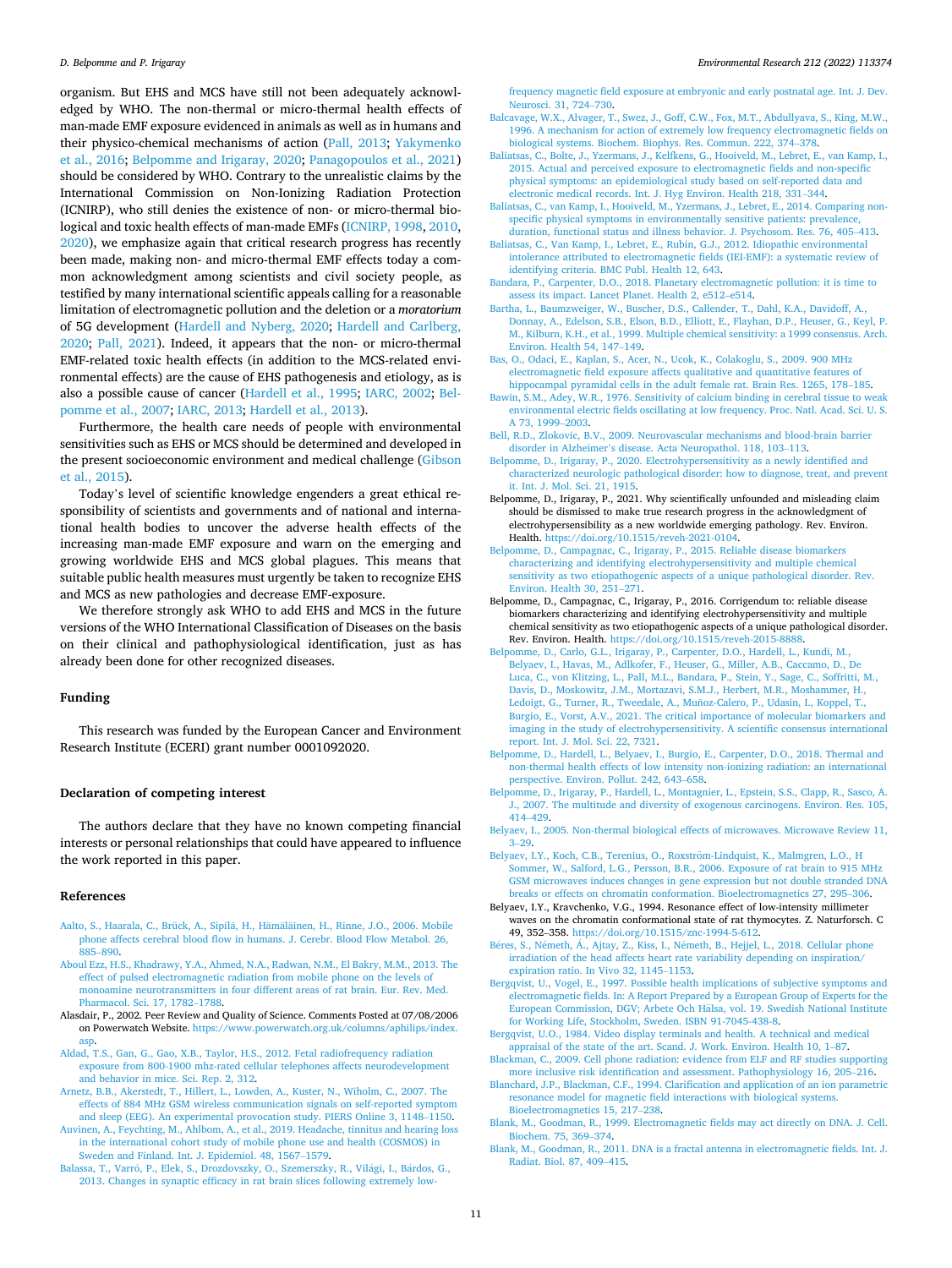organism. But EHS and MCS have still not been adequately acknowledged by WHO. The non-thermal or micro-thermal health effects of man-made EMF exposure evidenced in animals as well as in humans and their physico-chemical mechanisms of action (Pall, 2013; Yakymenko et al., 2016; Belpomme and Irigaray, 2020; Panagopoulos et al., 2021) should be considered by WHO. Contrary to the unrealistic claims by the International Commission on Non-Ionizing Radiation Protection (ICNIRP), who still denies the existence of non- or micro-thermal biological and toxic health effects of man-made EMFs (ICNIRP, 1998, 2010, 2020), we emphasize again that critical research progress has recently been made, making non- and micro-thermal EMF effects today a common acknowledgment among scientists and civil society people, as testified by many international scientific appeals calling for a reasonable limitation of electromagnetic pollution and the deletion or a *moratorium* of 5G development (Hardell and Nyberg, 2020; Hardell and Carlberg, 2020; Pall, 2021). Indeed, it appears that the non- or micro-thermal EMF-related toxic health effects (in addition to the MCS-related environmental effects) are the cause of EHS pathogenesis and etiology, as is also a possible cause of cancer (Hardell et al., 1995; IARC, 2002; Belpomme et al., 2007; IARC, 2013; Hardell et al., 2013).

Furthermore, the health care needs of people with environmental sensitivities such as EHS or MCS should be determined and developed in the present socioeconomic environment and medical challenge (Gibson et al., 2015).

Today's level of scientific knowledge engenders a great ethical responsibility of scientists and governments and of national and international health bodies to uncover the adverse health effects of the increasing man-made EMF exposure and warn on the emerging and growing worldwide EHS and MCS global plagues. This means that suitable public health measures must urgently be taken to recognize EHS and MCS as new pathologies and decrease EMF-exposure.

We therefore strongly ask WHO to add EHS and MCS in the future versions of the WHO International Classification of Diseases on the basis on their clinical and pathophysiological identification, just as has already been done for other recognized diseases.

## Funding

This research was funded by the European Cancer and Environment Research Institute (ECERI) grant number 0001092020.

## Declaration of competing interest

The authors declare that they have no known competing financial interests or personal relationships that could have appeared to influence the work reported in this paper.

## References

Aalto, S., Haarala, C., Brück, A., Sipilä, H., Hämäläinen, H., Rinne, J.O., 2006. Mobile phone affects cerebral blood flow in humans. J. Cerebr. Blood Flow Metabol. 26, 885–890.

Aboul Ezz, H.S., Khadrawy, Y.A., Ahmed, N.A., Radwan, N.M., El Bakry, M.M., 2013. The effect of pulsed electromagnetic radiation from mobile phone on the levels of monoamine neurotransmitters in four different areas of rat brain. Eur. Rev. Med. Pharmacol. Sci. 17, 1782–1788.

Alasdair, P., 2002. Peer Review and Quality of Science. Comments Posted at 07/08/2006 on Powerwatch Website. https://www.powerwatch.org.uk/columns/aphilips/index.asp.

Aldad, T.S., Gan, G., Gao, X.B., Taylor, H.S., 2012. Fetal radiofrequency radiation exposure from 800-1900 mhz-rated cellular telephones affects neurodevelopment and behavior in mice. Sci. Rep. 2, 312.

Arnetz, B.B., Akerstedt, T., Hillert, L., Lowden, A., Kuster, N., Wiholm, C., 2007. The effects of 884 MHz GSM wireless communication signals on self-reported symptom and sleep (EEG). An experimental provocation study. PIERS Online 3, 1148–1150.

Auvinen, A., Feychting, M., Ahlbom, A., et al., 2019. Headache, tinnitus and hearing loss in the international cohort study of mobile phone use and health (COSMOS) in Sweden and Finland. Int. J. Epidemiol. 48, 1567–1579.

Balassa, T., Varró, P., Elek, S., Drozdovszky, O., Szemerszky, R., Világi, I., Bárdos, G., 2013. Changes in synaptic efficacy in rat brain slices following extremely low-frequency magnetic field exposure at embryonic and early postnatal age. Int. J. Dev. Neurosci. 31, 724–730.

Balcavage, W.X., Alvager, T., Swez, J., Goff, C.W., Fox, M.T., Abdullyava, S., King, M.W., 1996. A mechanism for action of extremely low frequency electromagnetic fields on biological systems. Biochem. Biophys. Res. Commun. 222, 374–378.

Baliatsas, C., Bolte, J., Yzermans, J., Kelfkens, G., Hooiveld, M., Lebret, E., van Kamp, I., 2015. Actual and perceived exposure to electromagnetic fields and non-specific physical symptoms: an epidemiological study based on self-reported data and electronic medical records. Int. J. Hyg Environ. Health 218, 331–344.

Baliatsas, C., van Kamp, I., Hooiveld, M., Yzermans, J., Lebret, E., 2014. Comparing non-specific physical symptoms in environmentally sensitive patients: prevalence, duration, functional status and illness behavior. J. Psychosom. Res. 76, 405–413.

Baliatsas, C., Van Kamp, I., Lebret, E., Rubin, G.J., 2012. Idiopathic environmental intolerance attributed to electromagnetic fields (IEI-EMF): a systematic review of identifying criteria. BMC Publ. Health 12, 643.

Bandara, P., Carpenter, D.O., 2018. Planetary electromagnetic pollution: it is time to assess its impact. Lancet Planet. Health 2, e512–e514.

Bartha, L., Baumzweiger, W., Buscher, D.S., Callender, T., Dahl, K.A., Davidoff, A., Donnay, A., Edelson, S.B., Elson, B.D., Elliott, E., Flayhan, D.P., Heuser, G., Keyl, P. M., Kilburn, K.H., et al., 1999. Multiple chemical sensitivity: a 1999 consensus. Arch. Environ. Health 54, 147–149.

Bas, O., Odaci, E., Kaplan, S., Acer, N., Ucok, K., Colakoglu, S., 2009. 900 MHz electromagnetic field exposure affects qualitative and quantitative features of hippocampal pyramidal cells in the adult female rat. Brain Res. 1265, 178–185.

Bawin, S.M., Adey, W.R., 1976. Sensitivity of calcium binding in cerebral tissue to weak environmental electric fields oscillating at low frequency. Proc. Natl. Acad. Sci. U. S. A 73, 1999–2003.

Bell, R.D., Zlokovic, B.V., 2009. Neurovascular mechanisms and blood-brain barrier disorder in Alzheimer's disease. Acta Neuropathol. 118, 103–113.

Belpomme, D., Irigaray, P., 2020. Electrohypersensitivity as a newly identified and characterized neurologic pathological disorder: how to diagnose, treat, and prevent it. Int. J. Mol. Sci. 21, 1915.

Belpomme, D., Irigaray, P., 2021. Why scientifically unfounded and misleading claim should be dismissed to make true research progress in the acknowledgment of electrohypersensibility as a new worldwide emerging pathology. Rev. Environ. Health. https://doi.org/10.1515/reveh-2021-0104.

Belpomme, D., Campagnac, C., Irigaray, P., 2015. Reliable disease biomarkers characterizing and identifying electrohypersensitivity and multiple chemical sensitivity as two etiopathogenic aspects of a unique pathological disorder. Rev. Environ. Health 30, 251–271.

Belpomme, D., Campagnac, C., Irigaray, P., 2016. Corrigendum to: reliable disease biomarkers characterizing and identifying electrohypersensitivity and multiple chemical sensitivity as two etiopathogenic aspects of a unique pathological disorder. Rev. Environ. Health. https://doi.org/10.1515/reveh-2015-8888.

Belpomme, D., Carlo, G.L., Irigaray, P., Carpenter, D.O., Hardell, L., Kundi, M., Belyaev, I., Havas, M., Adlkofer, F., Heuser, G., Miller, A.B., Caccamo, D., De Luca, C., von Klitzing, L., Pall, M.L., Bandara, P., Stein, Y., Sage, C., Soffritti, M., Davis, D., Moskowitz, J.M., Mortazavi, S.M.J., Herbert, M.R., Moshammer, H., Ledoigt, G., Turner, R., Tweedale, A., Muñoz-Calero, P., Udasin, I., Koppel, T., Burgio, E., Vorst, A.V., 2021. The critical importance of molecular biomarkers and imaging in the study of electrohypersensitivity. A scientific consensus international report. Int. J. Mol. Sci. 22, 7321.

Belpomme, D., Hardell, L., Belyaev, I., Burgio, E., Carpenter, D.O., 2018. Thermal and non-thermal health effects of low intensity non-ionizing radiation: an international perspective. Environ. Pollut. 242, 643–658.

Belpomme, D., Irigaray, P., Hardell, L., Montagnier, L., Epstein, S.S., Clapp, R., Sasco, A. J., 2007. The multitude and diversity of exogenous carcinogens. Environ. Res. 105, 414–429.

Belyaev, I., 2005. Non-thermal biological effects of microwaves. Microwave Review 11, 3–29.

Belyaev, I.Y., Koch, C.B., Terenius, O., Roxström-Lindquist, K., Malmgren, L.O., H Sommer, W., Salford, L.G., Persson, B.R., 2006. Exposure of rat brain to 915 MHz GSM microwaves induces changes in gene expression but not double stranded DNA breaks or effects on chromatin conformation. Bioelectromagnetics 27, 295–306.

Belyaev, I.Y., Kravchenko, V.G., 1994. Resonance effect of low-intensity millimeter waves on the chromatin conformational state of rat thymocytes. Z. Naturforsch. C 49, 352–358. https://doi.org/10.1515/znc-1994-5-612.

Béres, S., Németh, Á., Ajtay, Z., Kiss, I., Németh, B., Hejjel, L., 2018. Cellular phone irradiation of the head affects heart rate variability depending on inspiration/expiration ratio. In Vivo 32, 1145–1153.

Bergqvist, U., Vogel, E., 1997. Possible health implications of subjective symptoms and electromagnetic fields. In: A Report Prepared by a European Group of Experts for the European Commission, DGV; Arbete Och Hälsa, vol. 19. Swedish National Institute for Working Life, Stockholm, Sweden. ISBN 91-7045-438-8.

Bergqvist, U.O., 1984. Video display terminals and health. A technical and medical appraisal of the state of the art. Scand. J. Work. Environ. Health 10, 1–87.

Blackman, C., 2009. Cell phone radiation: evidence from ELF and RF studies supporting more inclusive risk identification and assessment. Pathophysiology 16, 205–216.

Blanchard, J.P., Blackman, C.F., 1994. Clarification and application of an ion parametric resonance model for magnetic field interactions with biological systems. Bioelectromagnetics 15, 217–238.

Blank, M., Goodman, R., 1999. Electromagnetic fields may act directly on DNA. J. Cell. Biochem. 75, 369–374.

Blank, M., Goodman, R., 2011. DNA is a fractal antenna in electromagnetic fields. Int. J. Radiat. Biol. 87, 409–415.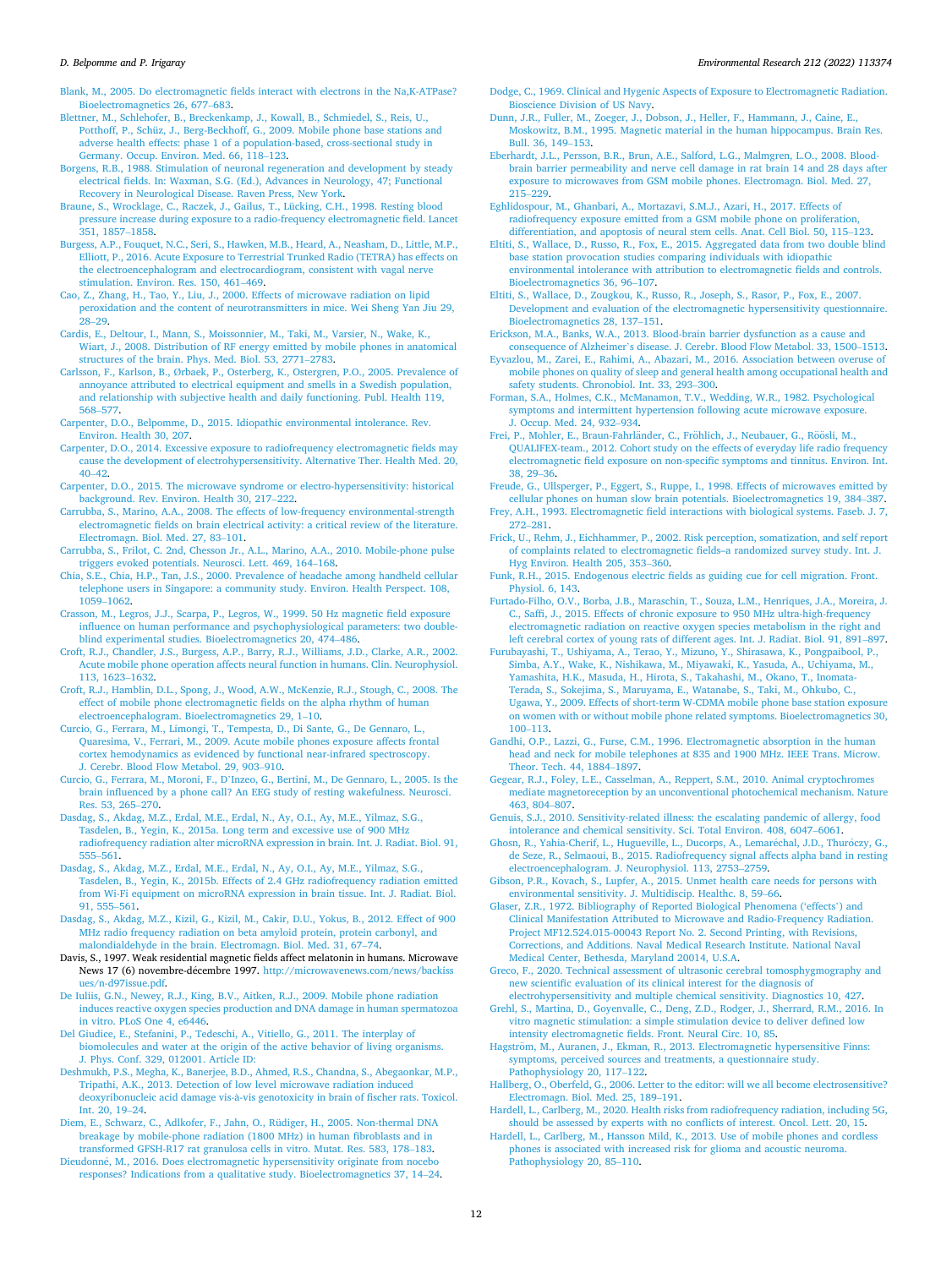Blank, M., 2005. Do electromagnetic fields interact with electrons in the Na,K-ATPase? Bioelectromagnetics 26, 677–683.

Blettner, M., Schlehofer, B., Breckenkamp, J., Kowall, B., Schmiedel, S., Reis, U., Potthoff, P., Schüz, J., Berg-Beckhoff, G., 2009. Mobile phone base stations and adverse health effects: phase 1 of a population-based, cross-sectional study in Germany. Occup. Environ. Med. 66, 118–123.

Borgens, R.B., 1988. Stimulation of neuronal regeneration and development by steady electrical fields. In: Waxman, S.G. (Ed.), Advances in Neurology, 47; Functional Recovery in Neurological Disease. Raven Press, New York.

Braune, S., Wrocklage, C., Raczek, J., Gailus, T., Lücking, C.H., 1998. Resting blood pressure increase during exposure to a radio-frequency electromagnetic field. Lancet 351, 1857–1858.

Burgess, A.P., Fouquet, N.C., Seri, S., Hawken, M.B., Heard, A., Neasham, D., Little, M.P., Elliott, P., 2016. Acute Exposure to Terrestrial Trunked Radio (TETRA) has effects on the electroencephalogram and electrocardiogram, consistent with vagal nerve stimulation. Environ. Res. 150, 461–469.

Cao, Z., Zhang, H., Tao, Y., Liu, J., 2000. Effects of microwave radiation on lipid peroxidation and the content of neurotransmitters in mice. Wei Sheng Yan Jiu 29, 28–29.

Cardis, E., Deltour, I., Mann, S., Moissonnier, M., Taki, M., Varsier, N., Wake, K., Wiart, J., 2008. Distribution of RF energy emitted by mobile phones in anatomical structures of the brain. Phys. Med. Biol. 53, 2771–2783.

Carlsson, F., Karlson, B., Ørbaek, P., Osterberg, K., Ostergren, P.O., 2005. Prevalence of annoyance attributed to electrical equipment and smells in a Swedish population, and relationship with subjective health and daily functioning. Publ. Health 119, 568–577.

Carpenter, D.O., Belpomme, D., 2015. Idiopathic environmental intolerance. Rev. Environ. Health 30, 207.

Carpenter, D.O., 2014. Excessive exposure to radiofrequency electromagnetic fields may cause the development of electrohypersensitivity. Alternative Ther. Health Med. 20, 40–42.

Carpenter, D.O., 2015. The microwave syndrome or electro-hypersensitivity: historical background. Rev. Environ. Health 30, 217–222.

Carrubba, S., Marino, A.A., 2008. The effects of low-frequency environmental-strength electromagnetic fields on brain electrical activity: a critical review of the literature. Electromagn. Biol. Med. 27, 83–101.

Carrubba, S., Frilot, C. 2nd, Chesson Jr., A.L., Marino, A.A., 2010. Mobile-phone pulse triggers evoked potentials. Neurosci. Lett. 469, 164–168.

Chia, S.E., Chia, H.P., Tan, J.S., 2000. Prevalence of headache among handheld cellular telephone users in Singapore: a community study. Environ. Health Perspect. 108, 1059–1062.

Crasson, M., Legros, J.J., Scarpa, P., Legros, W., 1999. 50 Hz magnetic field exposure influence on human performance and psychophysiological parameters: two double-blind experimental studies. Bioelectromagnetics 20, 474–486.

Croft, R.J., Chandler, J.S., Burgess, A.P., Barry, R.J., Williams, J.D., Clarke, A.R., 2002. Acute mobile phone operation affects neural function in humans. Clin. Neurophysiol. 113, 1623–1632.

Croft, R.J., Hamblin, D.L., Spong, J., Wood, A.W., McKenzie, R.J., Stough, C., 2008. The effect of mobile phone electromagnetic fields on the alpha rhythm of human electroencephalogram. Bioelectromagnetics 29, 1–10.

Curcio, G., Ferrara, M., Limongi, T., Tempesta, D., Di Sante, G., De Gennaro, L., Quaresima, V., Ferrari, M., 2009. Acute mobile phones exposure affects frontal cortex hemodynamics as evidenced by functional near-infrared spectroscopy. J. Cerebr. Blood Flow Metabol. 29, 903–910.

Curcio, G., Ferrara, M., Moroni, F., D'Inzeo, G., Bertini, M., De Gennaro, L., 2005. Is the brain influenced by a phone call? An EEG study of resting wakefulness. Neurosci. Res. 53, 265–270.

Dasdag, S., Akdag, M.Z., Erdal, M.E., Erdal, N., Ay, O.I., Ay, M.E., Yilmaz, S.G., Tasdelen, B., Yegin, K., 2015a. Long term and excessive use of 900 MHz radiofrequency radiation alter microRNA expression in brain. Int. J. Radiat. Biol. 91, 555–561.

Dasdag, S., Akdag, M.Z., Erdal, M.E., Erdal, N., Ay, O.I., Ay, M.E., Yilmaz, S.G., Tasdelen, B., Yegin, K., 2015b. Effects of 2.4 GHz radiofrequency radiation emitted from Wi-Fi equipment on microRNA expression in brain tissue. Int. J. Radiat. Biol. 91, 555–561.

Dasdag, S., Akdag, M.Z., Kizil, G., Kizil, M., Cakir, D.U., Yokus, B., 2012. Effect of 900 MHz radio frequency radiation on beta amyloid protein, protein carbonyl, and malondialdehyde in the brain. Electromagn. Biol. Med. 31, 67–74.

Davis, S., 1997. Weak residential magnetic fields affect melatonin in humans. Microwave News 17 (6) novembre-décembre 1997. http://microwavenews.com/news/backissues/n-d97issue.pdf.

De Iuliis, G.N., Newey, R.J., King, B.V., Aitken, R.J., 2009. Mobile phone radiation induces reactive oxygen species production and DNA damage in human spermatozoa in vitro. PLoS One 4, e6446.

Del Giudice, E., Stefanini, P., Tedeschi, A., Vitiello, G., 2011. The interplay of biomolecules and water at the origin of the active behavior of living organisms. J. Phys. Conf. 329, 012001. Article ID:

Deshmukh, P.S., Megha, K., Banerjee, B.D., Ahmed, R.S., Chandna, S., Abegaonkar, M.P., Tripathi, A.K., 2013. Detection of low level microwave radiation induced deoxyribonucleic acid damage vis-à-vis genotoxicity in brain of fischer rats. Toxicol. Int. 20, 19–24.

Diem, E., Schwarz, C., Adlkofer, F., Jahn, O., Rüdiger, H., 2005. Non-thermal DNA breakage by mobile-phone radiation (1800 MHz) in human fibroblasts and in transformed GFSH-R17 rat granulosa cells in vitro. Mutat. Res. 583, 178–183.

Dieudonné, M., 2016. Does electromagnetic hypersensitivity originate from nocebo responses? Indications from a qualitative study. Bioelectromagnetics 37, 14–24.

Dodge, C., 1969. Clinical and Hygenic Aspects of Exposure to Electromagnetic Radiation. Bioscience Division of US Navy.

Dunn, J.R., Fuller, M., Zoeger, J., Dobson, J., Heller, F., Hammann, J., Caine, E., Moskowitz, B.M., 1995. Magnetic material in the human hippocampus. Brain Res. Bull. 36, 149–153.

Eberhardt, J.L., Persson, B.R., Brun, A.E., Salford, L.G., Malmgren, L.O., 2008. Blood-brain barrier permeability and nerve cell damage in rat brain 14 and 28 days after exposure to microwaves from GSM mobile phones. Electromagn. Biol. Med. 27, 215–229.

Eghlidospour, M., Ghanbari, A., Mortazavi, S.M.J., Azari, H., 2017. Effects of radiofrequency exposure emitted from a GSM mobile phone on proliferation, differentiation, and apoptosis of neural stem cells. Anat. Cell Biol. 50, 115–123.

Eltiti, S., Wallace, D., Russo, R., Fox, E., 2015. Aggregated data from two double blind base station provocation studies comparing individuals with idiopathic environmental intolerance with attribution to electromagnetic fields and controls. Bioelectromagnetics 36, 96–107.

Eltiti, S., Wallace, D., Zougkou, K., Russo, R., Joseph, S., Rasor, P., Fox, E., 2007. Development and evaluation of the electromagnetic hypersensitivity questionnaire. Bioelectromagnetics 28, 137–151.

Erickson, M.A., Banks, W.A., 2013. Blood-brain barrier dysfunction as a cause and consequence of Alzheimer's disease. J. Cerebr. Blood Flow Metabol. 33, 1500–1513.

Eyvazlou, M., Zarei, E., Rahimi, A., Abazari, M., 2016. Association between overuse of mobile phones on quality of sleep and general health among occupational health and safety students. Chronobiol. Int. 33, 293–300.

Forman, S.A., Holmes, C.K., McManamon, T.V., Wedding, W.R., 1982. Psychological symptoms and intermittent hypertension following acute microwave exposure. J. Occup. Med. 24, 932–934.

Frei, P., Mohler, E., Braun-Fahrländer, C., Fröhlich, J., Neubauer, G., Röösli, M., QUALIFEX-team., 2012. Cohort study on the effects of everyday life radio frequency electromagnetic field exposure on non-specific symptoms and tinnitus. Environ. Int. 38, 29–36.

Freude, G., Ullsperger, P., Eggert, S., Ruppe, I., 1998. Effects of microwaves emitted by cellular phones on human slow brain potentials. Bioelectromagnetics 19, 384–387.

Frey, A.H., 1993. Electromagnetic field interactions with biological systems. Faseb. J. 7, 272–281.

Frick, U., Rehm, J., Eichhammer, P., 2002. Risk perception, somatization, and self report of complaints related to electromagnetic fields–a randomized survey study. Int. J. Hyg Environ. Health 205, 353–360.

Funk, R.H., 2015. Endogenous electric fields as guiding cue for cell migration. Front. Physiol. 6, 143.

Furtado-Filho, O.V., Borba, J.B., Maraschin, T., Souza, L.M., Henriques, J.A., Moreira, J. C., Saffi, J., 2015. Effects of chronic exposure to 950 MHz ultra-high-frequency electromagnetic radiation on reactive oxygen species metabolism in the right and left cerebral cortex of young rats of different ages. Int. J. Radiat. Biol. 91, 891–897.

Furubayashi, T., Ushiyama, A., Terao, Y., Mizuno, Y., Shirasawa, K., Pongpaibool, P., Simba, A.Y., Wake, K., Nishikawa, M., Miyawaki, K., Yasuda, A., Uchiyama, M., Yamashita, H.K., Masuda, H., Hirota, S., Takahashi, M., Okano, T., Inomata-Terada, S., Sokejima, S., Maruyama, E., Watanabe, S., Taki, M., Ohkubo, C., Ugawa, Y., 2009. Effects of short-term W-CDMA mobile phone base station exposure on women with or without mobile phone related symptoms. Bioelectromagnetics 30, 100–113.

Gandhi, O.P., Lazzi, G., Furse, C.M., 1996. Electromagnetic absorption in the human head and neck for mobile telephones at 835 and 1900 MHz. IEEE Trans. Microw. Theor. Tech. 44, 1884–1897.

Gegear, R.J., Foley, L.E., Casselman, A., Reppert, S.M., 2010. Animal cryptochromes mediate magnetoreception by an unconventional photochemical mechanism. Nature 463, 804–807.

Genuis, S.J., 2010. Sensitivity-related illness: the escalating pandemic of allergy, food intolerance and chemical sensitivity. Sci. Total Environ. 408, 6047–6061.

Ghosn, R., Yahia-Cherif, L., Hugueville, L., Ducorps, A., Lemaréchal, J.D., Thuróczy, G., de Seze, R., Selmaoui, B., 2015. Radiofrequency signal affects alpha band in resting electroencephalogram. J. Neurophysiol. 113, 2753–2759.

Gibson, P.R., Kovach, S., Lupfer, A., 2015. Unmet health care needs for persons with environmental sensitivity. J. Multidiscip. Healthc. 8, 59–66.

Glaser, Z.R., 1972. Bibliography of Reported Biological Phenomena ('effects') and Clinical Manifestation Attributed to Microwave and Radio-Frequency Radiation. Project MF12.524.015-00043 Report No. 2. Second Printing, with Revisions, Corrections, and Additions. Naval Medical Research Institute, National Naval Medical Center, Bethesda, Maryland 20014, U.S.A.

Greco, F., 2020. Technical assessment of ultrasonic cerebral tomosphygmography and new scientific evaluation of its clinical interest for the diagnosis of electrohypersensitivity and multiple chemical sensitivity. Diagnostics 10, 427.

Grehl, S., Martina, D., Goyenvalle, C., Deng, Z.D., Rodger, J., Sherrard, R.M., 2016. In vitro magnetic stimulation: a simple stimulation device to deliver defined low intensity electromagnetic fields. Front. Neural Circ. 10, 85.

Hagström, M., Auranen, J., Ekman, R., 2013. Electromagnetic hypersensitive Finns: symptoms, perceived sources and treatments, a questionnaire study. Pathophysiology 20, 117–122.

Hallberg, O., Oberfeld, G., 2006. Letter to the editor: will we all become electrosensitive? Electromagn. Biol. Med. 25, 189–191.

Hardell, L., Carlberg, M., 2020. Health risks from radiofrequency radiation, including 5G, should be assessed by experts with no conflicts of interest. Oncol. Lett. 20, 15.

Hardell, L., Carlberg, M., Hansson Mild, K., 2013. Use of mobile phones and cordless phones is associated with increased risk for glioma and acoustic neuroma. Pathophysiology 20, 85–110.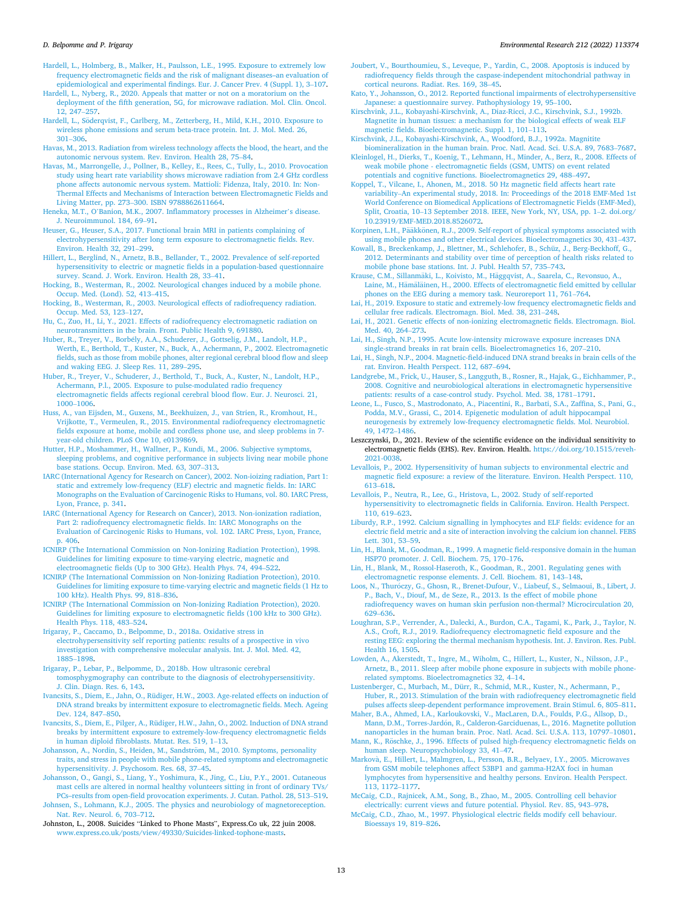Hardell, L., Holmberg, B., Malker, H., Paulsson, L.E., 1995. Exposure to extremely low frequency electromagnetic fields and the risk of malignant diseases–an evaluation of epidemiological and experimental findings. Eur. J. Cancer Prev. 4 (Suppl. 1), 3–107.

Hardell, L., Nyberg, R., 2020. Appeals that matter or not on a moratorium on the deployment of the fifth generation, 5G, for microwave radiation. Mol. Clin. Oncol. 12, 247–257.

Hardell, L., Söderqvist, F., Carlberg, M., Zetterberg, H., Mild, K.H., 2010. Exposure to wireless phone emissions and serum beta-trace protein. Int. J. Mol. Med. 26, 301–306.

Havas, M., 2013. Radiation from wireless technology affects the blood, the heart, and the autonomic nervous system. Rev. Environ. Health 28, 75–84.

Havas, M., Marrongelle, J., Pollner, B., Kelley, E., Rees, C., Tully, L., 2010. Provocation study using heart rate variability shows microwave radiation from 2.4 GHz cordless phone affects autonomic nervous system. Mattioli: Fidenza, Italy, 2010. In: Non-Thermal Effects and Mechanisms of Interaction between Electromagnetic Fields and Living Matter, pp. 273–300. ISBN 9788862611664.

Heneka, M.T., O'Banion, M.K., 2007. Inflammatory processes in Alzheimer's disease. J. Neuroimmunol. 184, 69–91.

Heuser, G., Heuser, S.A., 2017. Functional brain MRI in patients complaining of electrohypersensitivity after long term exposure to electromagnetic fields. Rev. Environ. Health 32, 291–299.

Hillert, L., Berglind, N., Arnetz, B.B., Bellander, T., 2002. Prevalence of self-reported hypersensitivity to electric or magnetic fields in a population-based questionnaire survey. Scand. J. Work. Environ. Health 28, 33–41.

Hocking, B., Westerman, R., 2002. Neurological changes induced by a mobile phone. Occup. Med. (Lond). 52, 413–415.

Hocking, B., Westerman, R., 2003. Neurological effects of radiofrequency radiation. Occup. Med. 53, 123–127.

Hu, C., Zuo, H., Li, Y., 2021. Effects of radiofrequency electromagnetic radiation on neurotransmitters in the brain. Front. Public Health 9, 691880.

Huber, R., Treyer, V., Borbély, A.A., Schuderer, J., Gottselig, J.M., Landolt, H.P., Werth, E., Berthold, T., Kuster, N., Buck, A., Achermann, P., 2002. Electromagnetic fields, such as those from mobile phones, alter regional cerebral blood flow and sleep and waking EEG. J. Sleep Res. 11, 289–295.

Huber, R., Treyer, V., Schuderer, J., Berthold, T., Buck, A., Kuster, N., Landolt, H.P., Achermann, P.l., 2005. Exposure to pulse-modulated radio frequency electromagnetic fields affects regional cerebral blood flow. Eur. J. Neurosci. 21, 1000–1006.

Huss, A., van Eijsden, M., Guxens, M., Beekhuizen, J., van Strien, R., Kromhout, H., Vrijkotte, T., Vermeulen, R., 2015. Environmental radiofrequency electromagnetic fields exposure at home, mobile and cordless phone use, and sleep problems in 7-year-old children. PLoS One 10, e0139869.

Hutter, H.P., Moshammer, H., Wallner, P., Kundi, M., 2006. Subjective symptoms, sleeping problems, and cognitive performance in subjects living near mobile phone base stations. Occup. Environ. Med. 63, 307–313.

IARC (International Agency for Research on Cancer), 2002. Non-ioizing radiation, Part 1: static and extremely low-frequency (ELF) electric and magnetic fields. In: IARC Monographs on the Evaluation of Carcinogenic Risks to Humans, vol. 80. IARC Press, Lyon, France, p. 341.

IARC (International Agency for Research on Cancer), 2013. Non-ionization radiation, Part 2: radiofrequency electromagnetic fields. In: IARC Monographs on the Evaluation of Carcinogenic Risks to Humans, vol. 102. IARC Press, Lyon, France, p. 406.

ICNIRP (The International Commission on Non-Ionizing Radiation Protection), 1998. Guidelines for limiting exposure to time-varying electric, magnetic and electroomagnetic fields (Up to 300 GHz). Health Phys. 74, 494–522.

ICNIRP (The International Commission on Non-Ionizing Radiation Protection), 2010. Guidelines for limiting exposure to time-varying electric and magnetic fields (1 Hz to 100 kHz). Health Phys. 99, 818–836.

ICNIRP (The International Commission on Non-Ionizing Radiation Protection), 2020. Guidelines for limiting exposure to electromagnetic fields (100 kHz to 300 GHz). Health Phys. 118, 483–524.

Irigaray, P., Caccamo, D., Belpomme, D., 2018a. Oxidative stress in electrohypersensitivity self reporting patients: results of a prospective in vivo investigation with comprehensive molecular analysis. Int. J. Mol. Med. 42, 1885–1898.

Irigaray, P., Lebar, P., Belpomme, D., 2018b. How ultrasonic cerebral tomosphygmography can contribute to the diagnosis of electrohypersensitivity. J. Clin. Diagn. Res. 6, 143.

Ivancsits, S., Diem, E., Jahn, O., Rüdiger, H.W., 2003. Age-related effects on induction of DNA strand breaks by intermittent exposure to electromagnetic fields. Mech. Ageing Dev. 124, 847–850.

Ivancsits, S., Diem, E., Pilger, A., Rüdiger, H.W., Jahn, O., 2002. Induction of DNA strand breaks by intermittent exposure to extremely-low-frequency electromagnetic fields in human diploid fibroblasts. Mutat. Res. 519, 1–13.

Johansson, A., Nordin, S., Heiden, M., Sandström, M., 2010. Symptoms, personality traits, and stress in people with mobile phone-related symptoms and electromagnetic hypersensitivity. J. Psychosom. Res. 68, 37–45.

Johansson, O., Gangi, S., Liang, Y., Yoshimura, K., Jing, C., Liu, P.Y., 2001. Cutaneous mast cells are altered in normal healthy volunteers sitting in front of ordinary TVs/PCs–results from open-field provocation experiments. J. Cutan. Pathol. 28, 513–519.

Johnsen, S., Lohmann, K.J., 2005. The physics and neurobiology of magnetoreception. Nat. Rev. Neurol. 6, 703–712.

Johnston, L., 2008. Suicides "Linked to Phone Masts", Express.Co uk, 22 juin 2008. www.express.co.uk/posts/view/49330/Suicides-linked-tophone-masts.

Joubert, V., Bourthoumieu, S., Leveque, P., Yardin, C., 2008. Apoptosis is induced by radiofrequency fields through the caspase-independent mitochondrial pathway in cortical neurons. Radiat. Res. 169, 38–45.

Kato, Y., Johansson, O., 2012. Reported functional impairments of electrohypersensitive Japanese: a questionnaire survey. Pathophysiology 19, 95–100.

Kirschvink, J.L., Kobayashi-Kirschvink, A., Diaz-Ricci, J.C., Kirschvink, S.J., 1992b. Magnetite in human tissues: a mechanism for the biological effects of weak ELF magnetic fields. Bioelectromagnetic. Suppl. 1, 101–113.

Kirschvink, J.L., Kobayashi-Kirschvink, A., Woodford, B.J., 1992a. Magnitite biomineralization in the human brain. Proc. Natl. Acad. Sci. U.S.A. 89, 7683–7687.

Kleinlogel, H., Dierks, T., Koenig, T., Lehmann, H., Minder, A., Berz, R., 2008. Effects of weak mobile phone - electromagnetic fields (GSM, UMTS) on event related potentials and cognitive functions. Bioelectromagnetics 29, 488–497.

Koppel, T., Vilcane, I., Ahonen, M., 2018. 50 Hz magnetic field affects heart rate variability–An experimental study, 2018. In: Proceedings of the 2018 EMF-Med 1st World Conference on Biomedical Applications of Electromagnetic Fields (EMF-Med), Split, Croatia, 10–13 September 2018. IEEE, New York, NY, USA, pp. 1–2. doi.org/10.23919/EMF-MED.2018.8526072.

Korpinen, L.H., Pääkkönen, R.J., 2009. Self-report of physical symptoms associated with using mobile phones and other electrical devices. Bioelectromagnetics 30, 431–437.

Kowall, B., Breckenkamp, J., Blettner, M., Schlehofer, B., Schüz, J., Berg-Beckhoff, G., 2012. Determinants and stability over time of perception of health risks related to mobile phone base stations. Int. J. Publ. Health 57, 735–743.

Krause, C.M., Sillanmäki, L., Koivisto, M., Häggqvist, A., Saarela, C., Revonsuo, A., Laine, M., Hämäläinen, H., 2000. Effects of electromagnetic field emitted by cellular phones on the EEG during a memory task. Neuroreport 11, 761–764.

Lai, H., 2019. Exposure to static and extremely-low frequency electromagnetic fields and cellular free radicals. Electromagn. Biol. Med. 38, 231–248.

Lai, H., 2021. Genetic effects of non-ionizing electromagnetic fields. Electromagn. Biol. Med. 40, 264–273.

Lai, H., Singh, N.P., 1995. Acute low-intensity microwave exposure increases DNA single-strand breaks in rat brain cells. Bioelectromagnetics 16, 207–210.

Lai, H., Singh, N.P., 2004. Magnetic-field-induced DNA strand breaks in brain cells of the rat. Environ. Health Perspect. 112, 687–694.

Landgrebe, M., Frick, U., Hauser, S., Langguth, B., Rosner, R., Hajak, G., Eichhammer, P., 2008. Cognitive and neurobiological alterations in electromagnetic hypersensitive patients: results of a case-control study. Psychol. Med. 38, 1781–1791.

Leone, L., Fusco, S., Mastrodonato, A., Piacentini, R., Barbati, S.A., Zaffina, S., Pani, G., Podda, M.V., Grassi, C., 2014. Epigenetic modulation of adult hippocampal neurogenesis by extremely low-frequency electromagnetic fields. Mol. Neurobiol. 49, 1472–1486.

Leszczynski, D., 2021. Review of the scientific evidence on the individual sensitivity to electromagnetic fields (EHS). Rev. Environ. Health. https://doi.org/10.1515/reveh-2021-0038.

Levallois, P., 2002. Hypersensitivity of human subjects to environmental electric and magnetic field exposure: a review of the literature. Environ. Health Perspect. 110, 613–618.

Levallois, P., Neutra, R., Lee, G., Hristova, L., 2002. Study of self-reported hypersensitivity to electromagnetic fields in California. Environ. Health Perspect. 110, 619–623.

Liburdy, R.P., 1992. Calcium signalling in lymphocytes and ELF fields: evidence for an electric field metric and a site of interaction involving the calcium ion channel. FEBS Lett. 301, 53–59.

Lin, H., Blank, M., Goodman, R., 1999. A magnetic field-responsive domain in the human HSP70 promoter. J. Cell. Biochem. 75, 170–176.

Lin, H., Blank, M., Rossol-Haseroth, K., Goodman, R., 2001. Regulating genes with electromagnetic response elements. J. Cell. Biochem. 81, 143–148.

Loos, N., Thuróczy, G., Ghosn, R., Brenet-Dufour, V., Liabeuf, S., Selmaoui, B., Libert, J. P., Bach, V., Diouf, M., de Seze, R., 2013. Is the effect of mobile phone radiofrequency waves on human skin perfusion non-thermal? Microcirculation 20, 629–636.

Loughran, S.P., Verrender, A., Dalecki, A., Burdon, C.A., Tagami, K., Park, J., Taylor, N. A.S., Croft, R.J., 2019. Radiofrequency electromagnetic field exposure and the resting EEG: exploring the thermal mechanism hypothesis. Int. J. Environ. Res. Publ. Health 16, 1505.

Lowden, A., Akerstedt, T., Ingre, M., Wiholm, C., Hillert, L., Kuster, N., Nilsson, J.P., Arnetz, B., 2011. Sleep after mobile phone exposure in subjects with mobile phone-related symptoms. Bioelectromagnetics 32, 4–14.

Lustenberger, C., Murbach, M., Dürr, R., Schmid, M.R., Kuster, N., Achermann, P., Huber, R., 2013. Stimulation of the brain with radiofrequency electromagnetic field pulses affects sleep-dependent performance improvement. Brain Stimul. 6, 805–811.

Maher, B.A., Ahmed, I.A., Karloukovski, V., MacLaren, D.A., Foulds, P.G., Allsop, D., Mann, D.M., Torres-Jardón, R., Calderon-Garciduenas, L., 2016. Magnetite pollution nanoparticles in the human brain. Proc. Natl. Acad. Sci. U.S.A. 113, 10797–10801.

Mann, K., Röschke, J., 1996. Effects of pulsed high-frequency electromagnetic fields on human sleep. Neuropsychobiology 33, 41–47.

Markovà, E., Hillert, L., Malmgren, L., Persson, B.R., Belyaev, I.Y., 2005. Microwaves from GSM mobile telephones affect 53BP1 and gamma-H2AX foci in human lymphocytes from hypersensitive and healthy persons. Environ. Health Perspect. 113, 1172–1177.

McCaig, C.D., Rajnicek, A.M., Song, B., Zhao, M., 2005. Controlling cell behavior electrically: current views and future potential. Physiol. Rev. 85, 943–978.

McCaig, C.D., Zhao, M., 1997. Physiological electric fields modify cell behaviour. Bioessays 19, 819–826.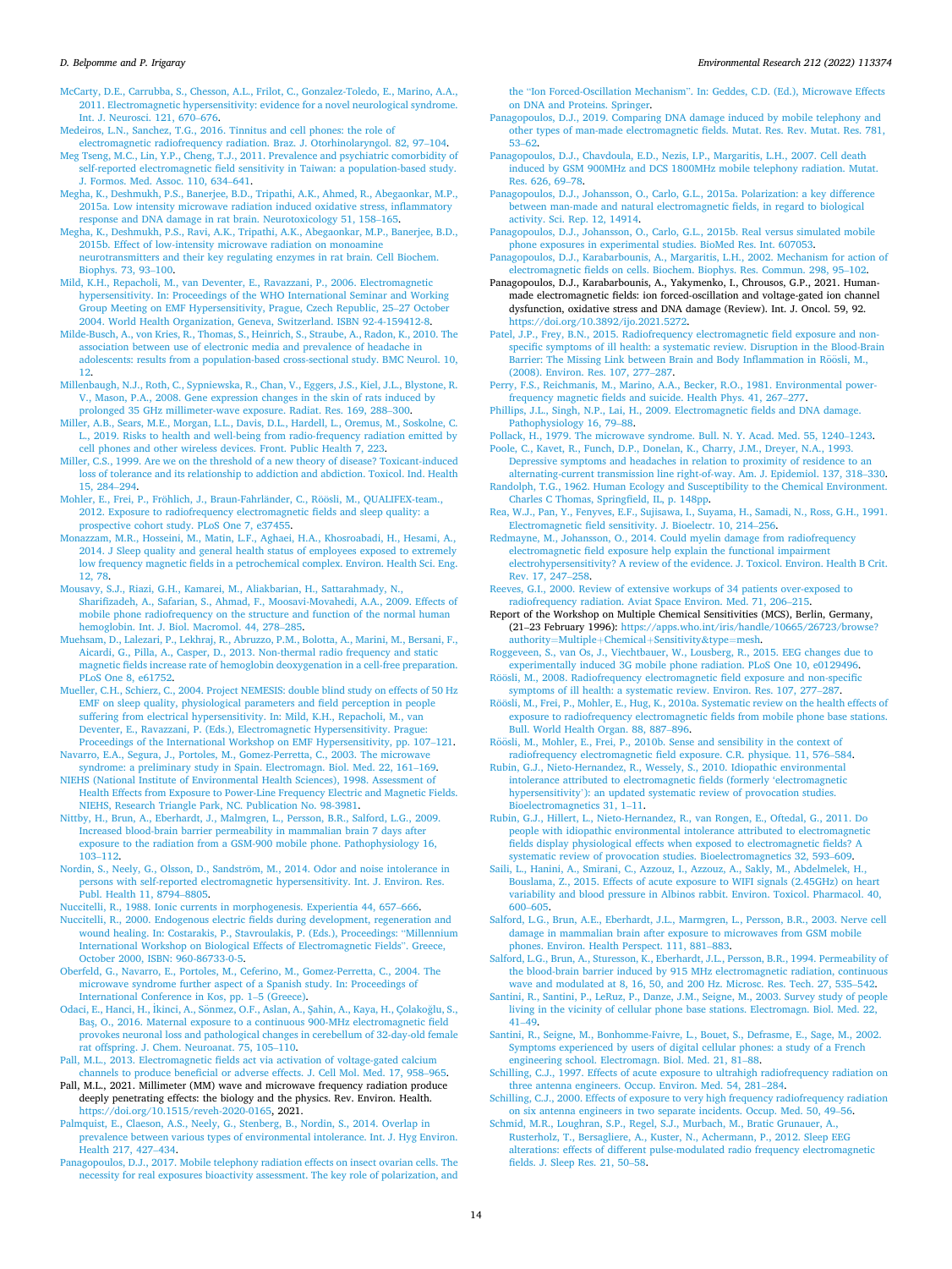McCarty, D.E., Carrubba, S., Chesson, A.L., Frilot, C., Gonzalez-Toledo, E., Marino, A.A., 2011. Electromagnetic hypersensitivity: evidence for a novel neurological syndrome. Int. J. Neurosci. 121, 670–676.

Medeiros, L.N., Sanchez, T.G., 2016. Tinnitus and cell phones: the role of electromagnetic radiofrequency radiation. Braz. J. Otorhinolaryngol. 82, 97–104.

Meg Tseng, M.C., Lin, Y.P., Cheng, T.J., 2011. Prevalence and psychiatric comorbidity of self-reported electromagnetic field sensitivity in Taiwan: a population-based study. J. Formos. Med. Assoc. 110, 634–641.

Megha, K., Deshmukh, P.S., Banerjee, B.D., Tripathi, A.K., Ahmed, R., Abegaonkar, M.P., 2015a. Low intensity microwave radiation induced oxidative stress, inflammatory response and DNA damage in rat brain. Neurotoxicology 51, 158–165.

Megha, K., Deshmukh, P.S., Ravi, A.K., Tripathi, A.K., Abegaonkar, M.P., Banerjee, B.D., 2015b. Effect of low-intensity microwave radiation on monoamine neurotransmitters and their key regulating enzymes in rat brain. Cell Biochem. Biophys. 73, 93–100.

Mild, K.H., Repacholi, M., van Deventer, E., Ravazzani, P., 2006. Electromagnetic hypersensitivity. In: Proceedings of the WHO International Seminar and Working Group Meeting on EMF Hypersensitivity, Prague, Czech Republic, 25–27 October 2004. World Health Organization, Geneva, Switzerland. ISBN 92-4-159412-8.

Milde-Busch, A., von Kries, R., Thomas, S., Heinrich, S., Straube, A., Radon, K., 2010. The association between use of electronic media and prevalence of headache in adolescents: results from a population-based cross-sectional study. BMC Neurol. 10, 12.

Millenbaugh, N.J., Roth, C., Sypniewska, R., Chan, V., Eggers, J.S., Kiel, J.L., Blystone, R. V., Mason, P.A., 2008. Gene expression changes in the skin of rats induced by prolonged 35 GHz millimeter-wave exposure. Radiat. Res. 169, 288–300.

Miller, A.B., Sears, M.E., Morgan, L.L., Davis, D.L., Hardell, L., Oremus, M., Soskolne, C. L., 2019. Risks to health and well-being from radio-frequency radiation emitted by cell phones and other wireless devices. Front. Public Health 7, 223.

Miller, C.S., 1999. Are we on the threshold of a new theory of disease? Toxicant-induced loss of tolerance and its relationship to addiction and abdiction. Toxicol. Ind. Health 15, 284–294.

Mohler, E., Frei, P., Fröhlich, J., Braun-Fahrländer, C., Röösli, M., QUALIFEX-team., 2012. Exposure to radiofrequency electromagnetic fields and sleep quality: a prospective cohort study. PLoS One 7, e37455.

Monazzam, M.R., Hosseini, M., Matin, L.F., Aghaei, H.A., Khosroabadi, H., Hesami, A., 2014. J Sleep quality and general health status of employees exposed to extremely low frequency magnetic fields in a petrochemical complex. Environ. Health Sci. Eng. 12, 78.

Mousavy, S.J., Riazi, G.H., Kamarei, M., Aliakbarian, H., Sattarahmady, N., Sharifizadeh, A., Safarian, S., Ahmad, F., Moosavi-Movahedi, A.A., 2009. Effects of mobile phone radiofrequency on the structure and function of the normal human hemoglobin. Int. J. Biol. Macromol. 44, 278–285.

Muehsam, D., Lalezari, P., Lekhraj, R., Abruzzo, P.M., Bolotta, A., Marini, M., Bersani, F., Aicardi, G., Pilla, A., Casper, D., 2013. Non-thermal radio frequency and static magnetic fields increase rate of hemoglobin deoxygenation in a cell-free preparation. PLoS One 8, e61752.

Mueller, C.H., Schierz, C., 2004. Project NEMESIS: double blind study on effects of 50 Hz EMF on sleep quality, physiological parameters and field perception in people suffering from electrical hypersensitivity. In: Mild, K.H., Repacholi, M., van Deventer, E., Ravazzani, P. (Eds.), Electromagnetic Hypersensitivity. Prague: Proceedings of the International Workshop on EMF Hypersensitivity, pp. 107–121.

Navarro, E.A., Segura, J., Portoles, M., Gomez-Perretta, C., 2003. The microwave syndrome: a preliminary study in Spain. Electromagn. Biol. Med. 22, 161–169.

NIEHS (National Institute of Environmental Health Sciences), 1998. Assessment of Health Effects from Exposure to Power-Line Frequency Electric and Magnetic Fields. NIEHS, Research Triangle Park, NC. Publication No. 98-3981.

Nittby, H., Brun, A., Eberhardt, J., Malmgren, L., Persson, B.R., Salford, L.G., 2009. Increased blood-brain barrier permeability in mammalian brain 7 days after exposure to the radiation from a GSM-900 mobile phone. Pathophysiology 16, 103–112.

Nordin, S., Neely, G., Olsson, D., Sandström, M., 2014. Odor and noise intolerance in persons with self-reported electromagnetic hypersensitivity. Int. J. Environ. Res. Publ. Health 11, 8794–8805.

Nuccitelli, R., 1988. Ionic currents in morphogenesis. Experientia 44, 657–666.

Nuccitelli, R., 2000. Endogenous electric fields during development, regeneration and wound healing. In: Costarakis, P., Stavroulakis, P. (Eds.), Proceedings: "Millennium International Workshop on Biological Effects of Electromagnetic Fields". Greece, October 2000, ISBN: 960-86733-0-5.

Oberfeld, G., Navarro, E., Portoles, M., Ceferino, M., Gomez-Perretta, C., 2004. The microwave syndrome further aspect of a Spanish study. In: Proceedings of International Conference in Kos, pp. 1–5 (Greece).

Odaci, E., Hanci, H., İkinci, A., Sönmez, O.F., Aslan, A., Şahin, A., Kaya, H., Çolakoğlu, S., Baş, O., 2016. Maternal exposure to a continuous 900-MHz electromagnetic field provokes neuronal loss and pathological changes in cerebellum of 32-day-old female rat offspring. J. Chem. Neuroanat. 75, 105–110.

Pall, M.L., 2013. Electromagnetic fields act via activation of voltage-gated calcium channels to produce beneficial or adverse effects. J. Cell Mol. Med. 17, 958–965.

Pall, M.L., 2021. Millimeter (MM) wave and microwave frequency radiation produce deeply penetrating effects: the biology and the physics. Rev. Environ. Health. https://doi.org/10.1515/reveh-2020-0165, 2021.

Palmquist, E., Claeson, A.S., Neely, G., Stenberg, B., Nordin, S., 2014. Overlap in prevalence between various types of environmental intolerance. Int. J. Hyg Environ. Health 217, 427–434.

Panagopoulos, D.J., 2017. Mobile telephony radiation effects on insect ovarian cells. The necessity for real exposures bioactivity assessment. The key role of polarization, and the "Ion Forced-Oscillation Mechanism". In: Geddes, C.D. (Ed.), Microwave Effects on DNA and Proteins. Springer.

Panagopoulos, D.J., 2019. Comparing DNA damage induced by mobile telephony and other types of man-made electromagnetic fields. Mutat. Res. Rev. Mutat. Res. 781, 53–62.

Panagopoulos, D.J., Chavdoula, E.D., Nezis, I.P., Margaritis, L.H., 2007. Cell death induced by GSM 900MHz and DCS 1800MHz mobile telephony radiation. Mutat. Res. 626, 69–78.

Panagopoulos, D.J., Johansson, O., Carlo, G.L., 2015a. Polarization: a key difference between man-made and natural electromagnetic fields, in regard to biological activity. Sci. Rep. 12, 14914.

Panagopoulos, D.J., Johansson, O., Carlo, G.L., 2015b. Real versus simulated mobile phone exposures in experimental studies. BioMed Res. Int. 607053.

Panagopoulos, D.J., Karabarbounis, A., Margaritis, L.H., 2002. Mechanism for action of electromagnetic fields on cells. Biochem. Biophys. Res. Commun. 298, 95–102.

Panagopoulos, D.J., Karabarbounis, A., Yakymenko, I., Chrousos, G.P., 2021. Human-made electromagnetic fields: ion forced-oscillation and voltage-gated ion channel dysfunction, oxidative stress and DNA damage (Review). Int. J. Oncol. 59, 92. https://doi.org/10.3892/ijo.2021.5272.

Patel, J.P., Frey, B.N., 2015. Radiofrequency electromagnetic field exposure and non-specific symptoms of ill health: a systematic review. Disruption in the Blood-Brain Barrier: The Missing Link between Brain and Body Inflammation in Röösli, M., (2008). Environ. Res. 107, 277–287.

Perry, F.S., Reichmanis, M., Marino, A.A., Becker, R.O., 1981. Environmental power-frequency magnetic fields and suicide. Health Phys. 41, 267–277.

Phillips, J.L., Singh, N.P., Lai, H., 2009. Electromagnetic fields and DNA damage. Pathophysiology 16, 79–88.

Pollack, H., 1979. The microwave syndrome. Bull. N. Y. Acad. Med. 55, 1240–1243.

Poole, C., Kavet, R., Funch, D.P., Donelan, K., Charry, J.M., Dreyer, N.A., 1993. Depressive symptoms and headaches in relation to proximity of residence to an alternating-current transmission line right-of-way. Am. J. Epidemiol. 137, 318–330.

Randolph, T.G., 1962. Human Ecology and Susceptibility to the Chemical Environment. Charles C Thomas, Springfield, IL, p. 148pp.

Rea, W.J., Pan, Y., Fenyves, E.F., Sujisawa, I., Suyama, H., Samadi, N., Ross, G.H., 1991. Electromagnetic field sensitivity. J. Bioelectr. 10, 214–256.

Redmayne, M., Johansson, O., 2014. Could myelin damage from radiofrequency electromagnetic field exposure help explain the functional impairment electrohypersensitivity? A review of the evidence. J. Toxicol. Environ. Health B Crit. Rev. 17, 247–258.

Reeves, G.I., 2000. Review of extensive workups of 34 patients over-exposed to radiofrequency radiation. Aviat Space Environ. Med. 71, 206–215.

Report of the Workshop on Multiple Chemical Sensitivities (MCS), Berlin, Germany, (21–23 February 1996): https://apps.who.int/iris/handle/10665/26723/browse?authority=Multiple+Chemical+Sensitivity&type=mesh.

Roggeveen, S., van Os, J., Viechtbauer, W., Lousberg, R., 2015. EEG changes due to experimentally induced 3G mobile phone radiation. PLoS One 10, e0129496.

Röösli, M., 2008. Radiofrequency electromagnetic field exposure and non-specific symptoms of ill health: a systematic review. Environ. Res. 107, 277–287.

Röösli, M., Frei, P., Mohler, E., Hug, K., 2010a. Systematic review on the health effects of exposure to radiofrequency electromagnetic fields from mobile phone base stations. Bull. World Health Organ. 88, 887–896.

Röösli, M., Mohler, E., Frei, P., 2010b. Sense and sensibility in the context of radiofrequency electromagnetic field exposure. C.R. physique. 11, 576–584.

Rubin, G.J., Nieto-Hernandez, R., Wessely, S., 2010. Idiopathic environmental intolerance attributed to electromagnetic fields (formerly 'electromagnetic hypersensitivity'): an updated systematic review of provocation studies. Bioelectromagnetics 31, 1–11.

Rubin, G.J., Hillert, L., Nieto-Hernandez, R., van Rongen, E., Oftedal, G., 2011. Do people with idiopathic environmental intolerance attributed to electromagnetic fields display physiological effects when exposed to electromagnetic fields? A systematic review of provocation studies. Bioelectromagnetics 32, 593–609.

Saili, L., Hanini, A., Smirani, C., Azzouz, I., Azzouz, A., Sakly, M., Abdelmelek, H., Bouslama, Z., 2015. Effects of acute exposure to WIFI signals (2.45GHz) on heart variability and blood pressure in Albinos rabbit. Environ. Toxicol. Pharmacol. 40, 600–605.

Salford, L.G., Brun, A.E., Eberhardt, J.L., Marmgren, L., Persson, B.R., 2003. Nerve cell damage in mammalian brain after exposure to microwaves from GSM mobile phones. Environ. Health Perspect. 111, 881–883.

Salford, L.G., Brun, A., Sturesson, K., Eberhardt, J.L., Persson, B.R., 1994. Permeability of the blood-brain barrier induced by 915 MHz electromagnetic radiation, continuous wave and modulated at 8, 16, 50, and 200 Hz. Microsc. Res. Tech. 27, 535–542.

Santini, R., Santini, P., LeRuz, P., Danze, J.M., Seigne, M., 2003. Survey study of people living in the vicinity of cellular phone base stations. Electromagn. Biol. Med. 22, 41–49.

Santini, R., Seigne, M., Bonhomme-Faivre, L., Bouet, S., Defrasne, E., Sage, M., 2002. Symptoms experienced by users of digital cellular phones: a study of a French engineering school. Electromagn. Biol. Med. 21, 81–88.

Schilling, C.J., 1997. Effects of acute exposure to ultrahigh radiofrequency radiation on three antenna engineers. Occup. Environ. Med. 54, 281–284.

Schilling, C.J., 2000. Effects of exposure to very high frequency radiofrequency radiation on six antenna engineers in two separate incidents. Occup. Med. 50, 49–56.

Schmid, M.R., Loughran, S.P., Regel, S.J., Murbach, M., Bratic Grunauer, A., Rusterholz, T., Bersagliere, A., Kuster, N., Achermann, P., 2012. Sleep EEG alterations: effects of different pulse-modulated radio frequency electromagnetic fields. J. Sleep Res. 21, 50–58.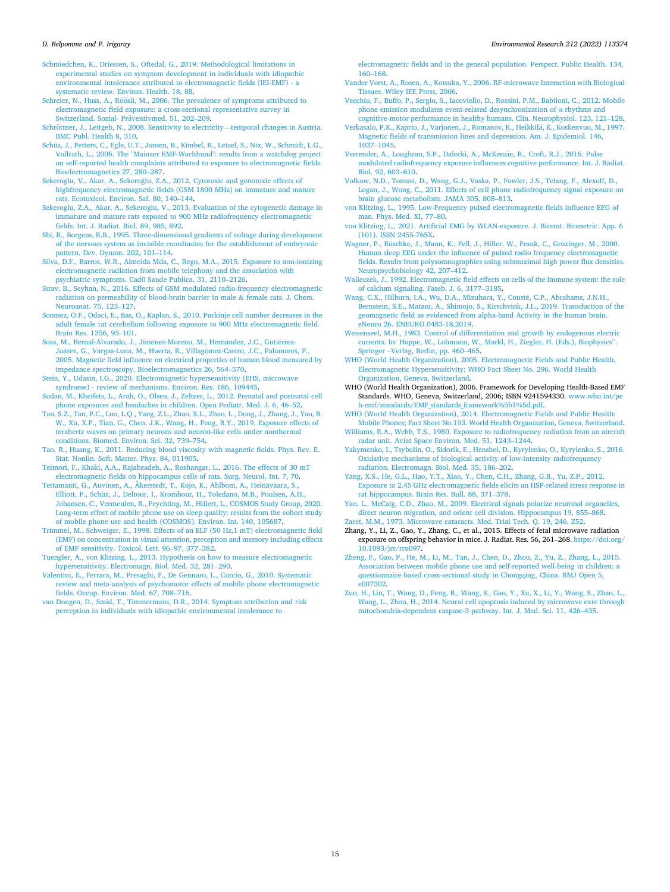Schmiedchen, K., Driessen, S., Oftedal, G., 2019. Methodological limitations in experimental studies on symptom development in individuals with idiopathic environmental intolerance attributed to electromagnetic fields (IEI-EMF) - a systematic review. Environ. Health. 18, 88.

Schreier, N., Huss, A., Röösli, M., 2006. The prevalence of symptoms attributed to electromagnetic field exposure: a cross-sectional representative survey in Switzerland. Sozial- Präventivmed. 51, 202–209.

Schröttner, J., Leitgeb, N., 2008. Sensitivity to electricity—temporal changes in Austria. BMC Publ. Health 8, 310.

Schüz, J., Petters, C., Egle, U.T., Jansen, B., Kimbel, R., Letzel, S., Nix, W., Schmidt, L.G., Vollrath, L., 2006. The "Mainzer EMF-Wachhund": results from a watchdog project on self-reported health complaints attributed to exposure to electromagnetic fields. Bioelectromagnetics 27, 280–287.

Sekeroglu, V., Akar, A., Sekeroğlu, Z.A., 2012. Cytotoxic and genotoxic effects of highfrequency electromagnetic fields (GSM 1800 MHz) on immature and mature rats. Ecotoxicol. Environ. Saf. 80, 140–144.

Sekeroglu, Z.A., Akar, A., Sekeroglu, V., 2013. Evaluation of the cytogenetic damage in immature and mature rats exposed to 900 MHz radiofrequency electromagnetic fields. Int. J. Radiat. Biol. 89, 985, 892.

Shi, R., Borgens, R.B., 1995. Three-dimensional gradients of voltage during development of the nervous system as invisible coordinates for the establishment of embryonic pattern. Dev. Dynam. 202, 101–114.

Silva, D.F., Barros, W.R., Almeida Mda, C., Rêgo, M.A., 2015. Exposure to non-ionizing electromagnetic radiation from mobile telephony and the association with psychiatric symptoms. Cad0 Saude Publica. 31, 2110–2126.

Sırav, B., Seyhan, N., 2016. Effects of GSM modulated radio-frequency electromagnetic radiation on permeability of blood-brain barrier in male & female rats. J. Chem. Neuroanat. 75, 123–127.

Sonmez, O.F., Odaci, E., Bas, O., Kaplan, S., 2010. Purkinje cell number decreases in the adult female rat cerebellum following exposure to 900 MHz electromagnetic field. Brain Res. 1356, 95–101.

Sosa, M., Bernal-Alvarado, J., Jiménez-Moreno, M., Hernández, J.C., Gutiérrez-Juárez, G., Vargas-Luna, M., Huerta, R., Villagómez-Castro, J.C., Palomares, P., 2005. Magnetic field influence on electrical properties of human blood measured by impedance spectroscopy. Bioelectromagnetics 26, 564–570.

Stein, Y., Udasin, I.G., 2020. Electromagnetic hypersensitivity (EHS, microwave syndrome) - review of mechanisms. Environ. Res. 186, 109445.

Sudan, M., Kheifets, L., Arah, O., Olsen, J., Zeltzer, L., 2012. Prenatal and postnatal cell phone exposures and headaches in children. Open Pediatr. Med. J. 6, 46–52.

Tan, S.Z., Tan, P.C., Luo, L.Q., Yang, Z.L., Zhao, X.L., Zhao, L., Dong, J., Zhang, J., Yao, B. W., Xu, X.P., Tian, G., Chen, J.K., Wang, H., Peng, R.Y., 2019. Exposure effects of terahertz waves on primary neurons and neuron-like cells under nonthermal conditions. Biomed. Environ. Sci. 32, 739–754.

Tao, R., Huang, K., 2011. Reducing blood viscosity with magnetic fields. Phys. Rev. E. Stat. Nonlin. Soft. Matter. Phys. 84, 011905.

Teimori, F., Khaki, A.A., Rajabzadeh, A., Roshangar, L., 2016. The effects of 30 mT electromagnetic fields on hippocampus cells of rats. Surg. Neurol. Int. 7, 70.

Tettamanti, G., Auvinen, A., Åkerstedt, T., Kojo, K., Ahlbom, A., Heinävaara, S., Elliott, P., Schüz, J., Deltour, I., Kromhout, H., Toledano, M.B., Poulsen, A.H., Johansen, C., Vermeulen, R., Feychting, M., Hillert, L., COSMOS Study Group, 2020. Long-term effect of mobile phone use on sleep quality: results from the cohort study of mobile phone use and health (COSMOS). Environ. Int. 140, 105687.

Trimmel, M., Schweiger, E., 1998. Effects of an ELF (50 Hz,1 mT) electromagnetic field (EMF) on concentration in visual attention, perception and memory including effects of EMF sensitivity. Toxicol. Lett. 96–97, 377–382.

Tuengler, A., von Klitzing, L., 2013. Hypothesis on how to measure electromagnetic hypersensitivity. Electromagn. Biol. Med. 32, 281–290.

Valentini, E., Ferrara, M., Presaghi, F., De Gennaro, L., Curcio, G., 2010. Systematic review and meta-analysis of psychomotor effects of mobile phone electromagnetic fields. Occup. Environ. Med. 67, 708–716.

van Dongen, D., Smid, T., Timmermans, D.R., 2014. Symptom attribution and risk perception in individuals with idiopathic environmental intolerance to electromagnetic fields and in the general population. Perspect. Public Health. 134, 160–168.

Vander Vorst, A., Rosen, A., Kotsuka, Y., 2006. RF-microwave Interaction with Biological Tissues. Wiley IEE Press, 2006.

Vecchio, F., Buffo, P., Sergio, S., Iacoviello, D., Rossini, P.M., Babiloni, C., 2012. Mobile phone emission modulates event-related desynchronization of α rhythms and cognitive-motor performance in healthy humans. Clin. Neurophysiol. 123, 121–128.

Verkasalo, P.K., Kaprio, J., Varjonen, J., Romanov, K., Heikkilä, K., Koskenvuo, M., 1997. Magnetic fields of transmission lines and depression. Am. J. Epidemiol. 146, 1037–1045.

Verrender, A., Loughran, S.P., Dalecki, A., McKenzie, R., Croft, R.J., 2016. Pulse modulated radiofrequency exposure influences cognitive performance. Int. J. Radiat. Biol. 92, 603–610.

Volkow, N.D., Tomasi, D., Wang, G.J., Vaska, P., Fowler, J.S., Telang, F., Alexoff, D., Logan, J., Wong, C., 2011. Effects of cell phone radiofrequency signal exposure on brain glucose metabolism. JAMA 305, 808–813.

von Klitzing, L., 1995. Low-Frequency pulsed electromagnetic fields influence EEG of man. Phys. Med. XI, 77–80.

von Klitzing, L., 2021. Artificial EMG by WLAN-exposure. J. Biostat. Biometric. App. 6 (101). ISSN 2455-765X.

Wagner, P., Röschke, J., Mann, K., Fell, J., Hiller, W., Frank, C., Grözinger, M., 2000. Human sleep EEG under the influence of pulsed radio frequency electromagnetic fields. Results from polysomnographies using submaximal high power flux densities. Neuropsychobiology 42, 207–412.

Walleczek, J., 1992. Electromagnetic field effects on cells of the immune system: the role of calcium signaling. Faseb. J. 6, 3177–3185.

Wang, C.X., Hilburn, I.A., Wu, D.A., Mizuhara, Y., Cousté, C.P., Abrahams, J.N.H., Bernstein, S.E., Matani, A., Shimojo, S., Kirschvink, J.L., 2019. Transduction of the geomagnetic field as evidenced from alpha-band Activity in the human brain. eNeuro 26. ENEURO.0483-18.2019.

Weisenseel, M.H., 1983. Control of differentiation and growth by endogenous electric currents. In: Hoppe, W., Lohmann, W., Markl, H., Ziegler, H. (Eds.), Biophysics". Springer –Verlag, Berlin, pp. 460–465.

WHO (World Health Organization), 2005. Electromagnetic Fields and Public Health, Electromagnetic Hypersensitivity; WHO Fact Sheet No. 296. World Health Organization, Geneva, Switzerland.

WHO (World Health Organization), 2006. Framework for Developing Health-Based EMF Standards. WHO, Geneva, Switzerland, 2006; ISBN 9241594330. www.who.int/peh-emf/standards/EMF_standards_framework%5b1%5d.pdf.

WHO (World Health Organization), 2014. Electromagnetic Fields and Public Health: Mobile Phones; Fact Sheet No.193. World Health Organization, Geneva, Switzerland.

Williams, R.A., Webb, T.S., 1980. Exposure to radiofrequency radiation from an aircraft radar unit. Aviat Space Environ. Med. 51, 1243–1244.

Yakymenko, I., Tsybulin, O., Sidorik, E., Henshel, D., Kyrylenko, O., Kyrylenko, S., 2016. Oxidative mechanisms of biological activity of low-intensity radiofrequency radiation. Electromagn. Biol. Med. 35, 186–202.

Yang, X.S., He, G.L., Hao, Y.T., Xiao, Y., Chen, C.H., Zhang, G.B., Yu, Z.P., 2012. Exposure to 2.45 GHz electromagnetic fields elicits an HSP-related stress response in rat hippocampus. Brain Res. Bull. 88, 371–378.

Yao, L., McCaig, C.D., Zhao, M., 2009. Electrical signals polarize neuronal organelles, direct neuron migration, and orient cell division. Hippocampus 19, 855–868.

Zaret, M.M., 1973. Microwave cataracts. Med. Trial Tech. Q. 19, 246. Z52.

Zhang, Y., Li, Z., Gao, Y., Zhang, C., et al., 2015. Effects of fetal microwave radiation exposure on offspring behavior in mice. J. Radiat. Res. 56, 261–268. https://doi.org/10.1093/jrr/rru097.

Zheng, F., Gao, P., He, M., Li, M., Tan, J., Chen, D., Zhou, Z., Yu, Z., Zhang, L., 2015. Association between mobile phone use and self-reported well-being in children: a questionnaire-based cross-sectional study in Chongqing, China. BMJ Open 5, e007302.

Zuo, H., Lin, T., Wang, D., Peng, R., Wang, S., Gao, Y., Xu, X., Li, Y., Wang, S., Zhao, L., Wang, L., Zhou, H., 2014. Neural cell apoptosis induced by microwave exre through mitochondria-dependent caspase-3 pathway. Int. J. Med. Sci. 11, 426–435.